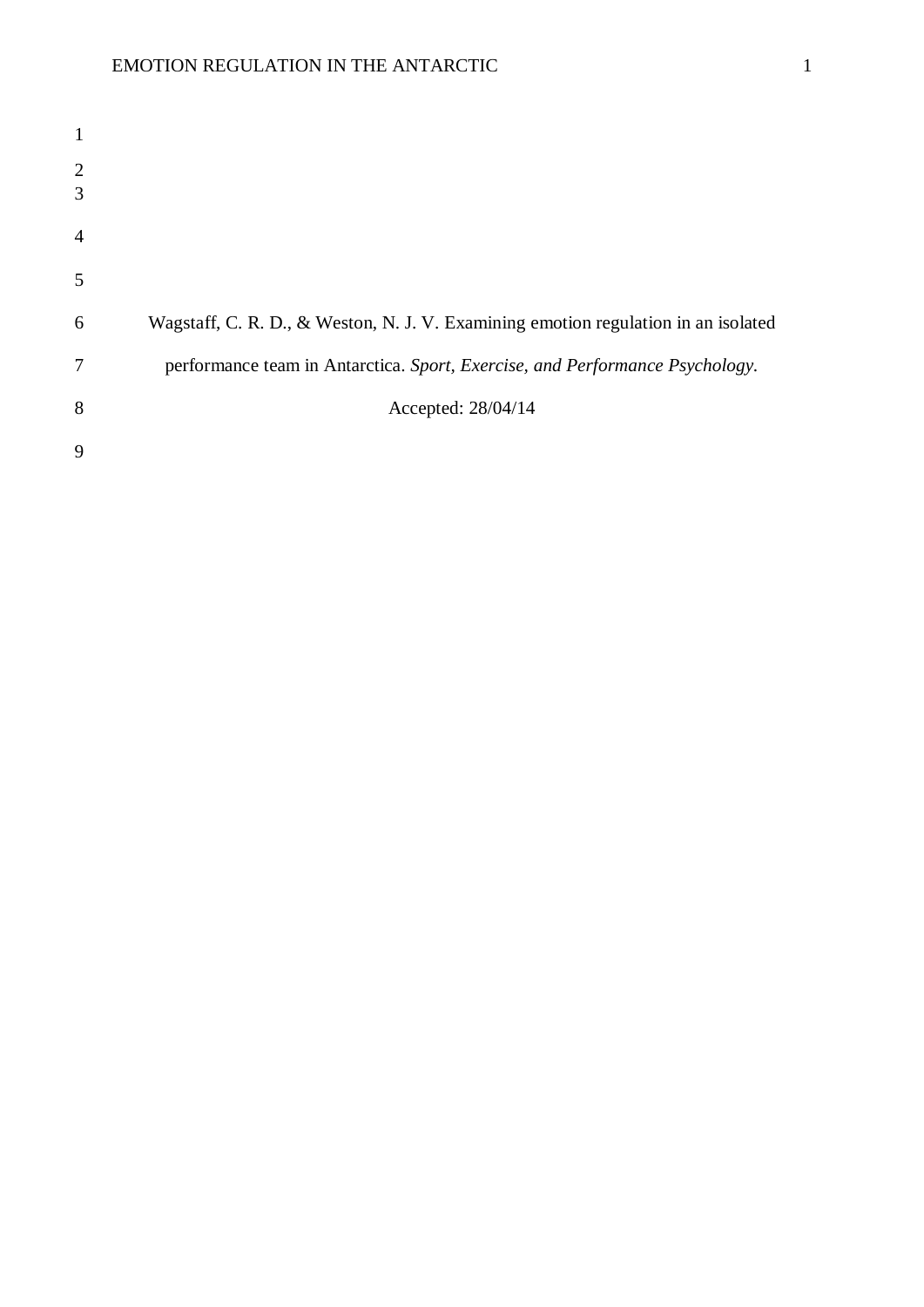Wagstaff, C. R. D., & Weston, N. J. V. Examining emotion regulation in an isolated performance team in Antarctica. *Sport, Exercise, and Performance Psychology.*

Accepted: 28/04/14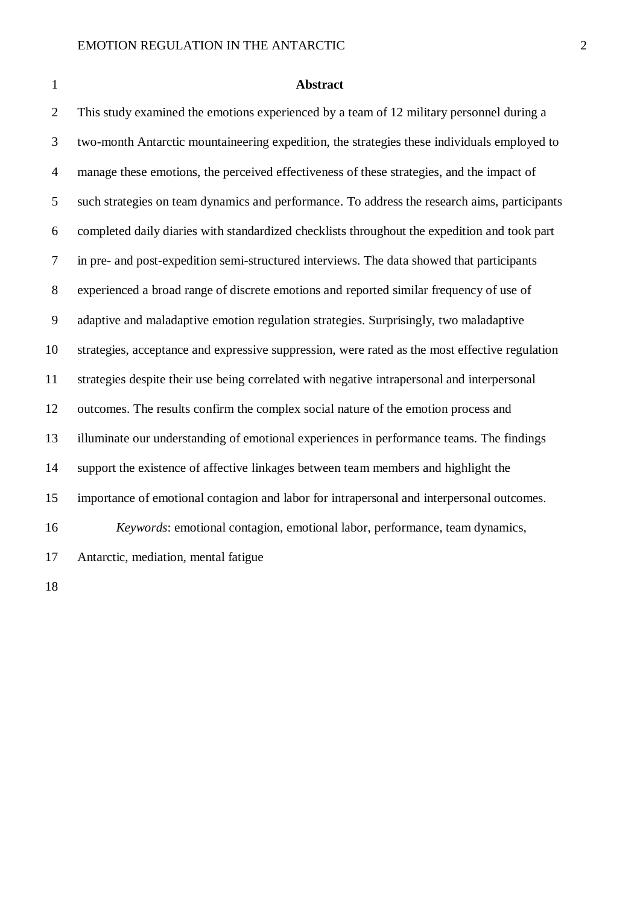## Abstract

This study examined the emotions experienced by a team of 12 military personnel during a two-month Antarctic mountaineering expedition, the strategies these individuals employed to manage these emotions, the perceived effectiveness of these strategies, and the impact of such strategies on team dynamics and performance. To address the research aims, participants completed daily diaries with standardized checklists throughout the expedition and took part in pre- and post-expedition semi-structured interviews. The data showed that participants experienced a broad range of discrete emotions and reported similar frequency of use of adaptive and maladaptive emotion regulation strategies. Surprisingly, two maladaptive strategies, acceptance and expressive suppression, were rated as the most effective regulation strategies despite their use being correlated with negative intrapersonal and interpersonal outcomes. The results confirm the complex social nature of the emotion process and illuminate our understanding of emotional experiences in performance teams. The findings support the existence of affective linkages between team members and highlight the importance of emotional contagion and labor for intrapersonal and interpersonal outcomes.

*Keywords*: emotional contagion, emotional labor, performance, team dynamics, Antarctic, mediation, mental fatigue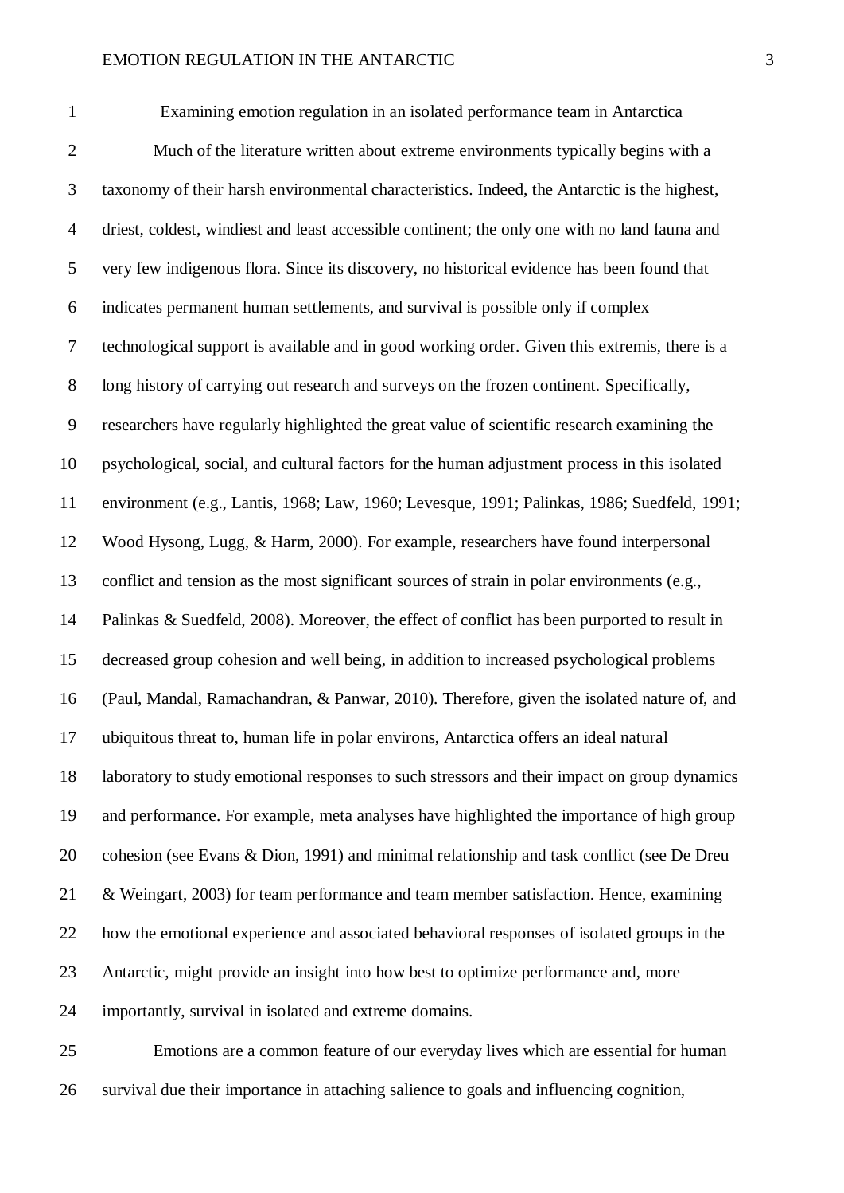# Examining emotion regulation in an isolated performance team in Antarctica

Much of the literature written about extreme environments typically begins with a taxonomy of their harsh environmental characteristics. Indeed, the Antarctic is the highest, driest, coldest, windiest and least accessible continent; the only one with no land fauna and very few indigenous flora. Since its discovery, no historical evidence has been found that indicates permanent human settlements, and survival is possible only if complex technological support is available and in good working order. Given this extremis, there is a long history of carrying out research and surveys on the frozen continent. Specifically, researchers have regularly highlighted the great value of scientific research examining the psychological, social, and cultural factors for the human adjustment process in this isolated environment (e.g., Lantis, 1968; Law, 1960; Levesque, 1991; Palinkas, 1986; Suedfeld, 1991; Wood Hysong, Lugg, & Harm, 2000). For example, researchers have found interpersonal conflict and tension as the most significant sources of strain in polar environments (e.g., Palinkas & Suedfeld, 2008). Moreover, the effect of conflict has been purported to result in decreased group cohesion and well being, in addition to increased psychological problems (Paul, Mandal, Ramachandran, & Panwar, 2010). Therefore, given the isolated nature of, and ubiquitous threat to, human life in polar environs, Antarctica offers an ideal natural laboratory to study emotional responses to such stressors and their impact on group dynamics and performance. For example, meta analyses have highlighted the importance of high group cohesion (see Evans & Dion, 1991) and minimal relationship and task conflict (see De Dreu & Weingart, 2003) for team performance and team member satisfaction. Hence, examining how the emotional experience and associated behavioral responses of isolated groups in the Antarctic, might provide an insight into how best to optimize performance and, more importantly, survival in isolated and extreme domains.

Emotions are a common feature of our everyday lives which are essential for human survival due their importance in attaching salience to goals and influencing cognition,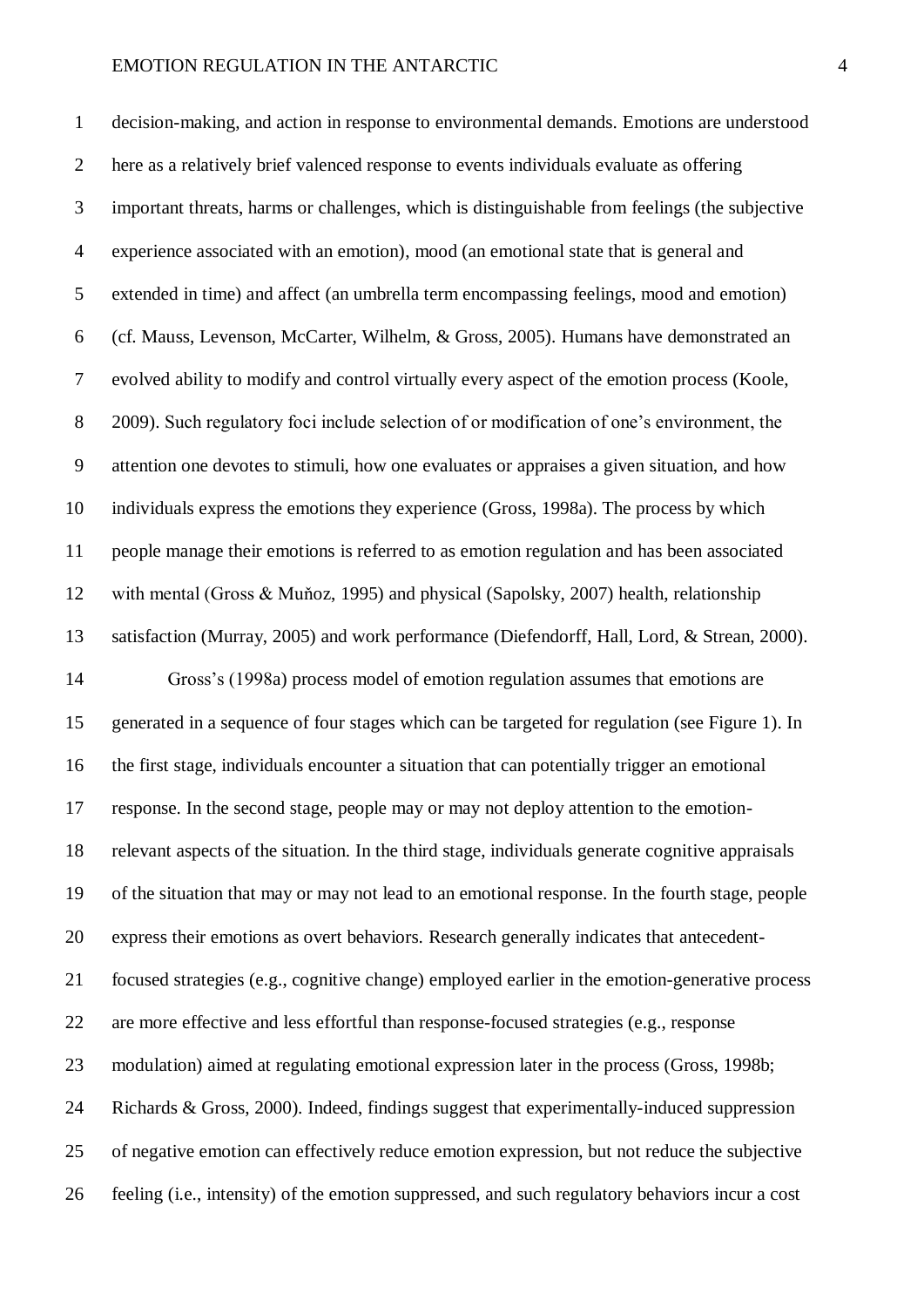decision-making, and action in response to environmental demands. Emotions are understood here as a relatively brief valenced response to events individuals evaluate as offering important threats, harms or challenges, which is distinguishable from feelings (the subjective experience associated with an emotion), mood (an emotional state that is general and extended in time) and affect (an umbrella term encompassing feelings, mood and emotion) (cf. Mauss, Levenson, McCarter, Wilhelm, & Gross, 2005). Humans have demonstrated an evolved ability to modify and control virtually every aspect of the emotion process (Koole, 2009). Such regulatory foci include selection of or modification of one's environment, the attention one devotes to stimuli, how one evaluates or appraises a given situation, and how individuals express the emotions they experience (Gross, 1998a). The process by which people manage their emotions is referred to as emotion regulation and has been associated with mental (Gross & Muňoz, 1995) and physical (Sapolsky, 2007) health, relationship satisfaction (Murray, 2005) and work performance (Diefendorff, Hall, Lord, & Strean, 2000).

Gross's (1998a) process model of emotion regulation assumes that emotions are generated in a sequence of four stages which can be targeted for regulation (see Figure 1). In the first stage, individuals encounter a situation that can potentially trigger an emotional response. In the second stage, people may or may not deploy attention to the emotion-relevant aspects of the situation. In the third stage, individuals generate cognitive appraisals of the situation that may or may not lead to an emotional response. In the fourth stage, people express their emotions as overt behaviors. Research generally indicates that antecedent-focused strategies (e.g., cognitive change) employed earlier in the emotion-generative process are more effective and less effortful than response-focused strategies (e.g., response modulation) aimed at regulating emotional expression later in the process (Gross, 1998b; Richards & Gross, 2000). Indeed, findings suggest that experimentally-induced suppression of negative emotion can effectively reduce emotion expression, but not reduce the subjective feeling (i.e., intensity) of the emotion suppressed, and such regulatory behaviors incur a cost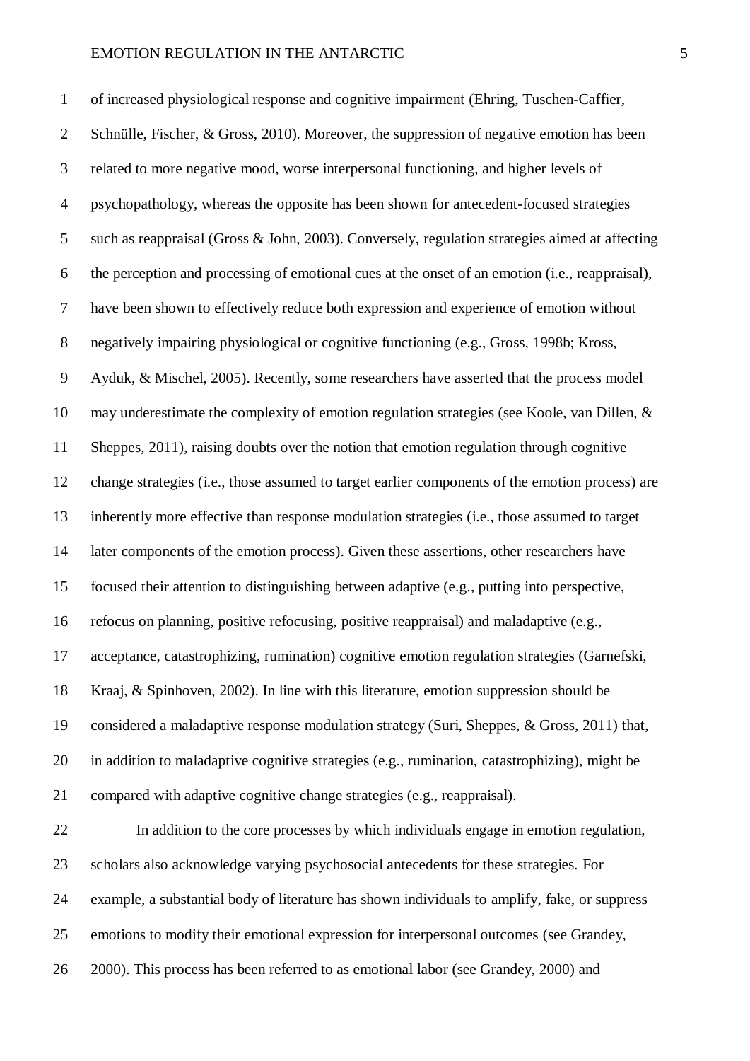of increased physiological response and cognitive impairment (Ehring, Tuschen-Caffier, Schnülle, Fischer, & Gross, 2010). Moreover, the suppression of negative emotion has been related to more negative mood, worse interpersonal functioning, and higher levels of psychopathology, whereas the opposite has been shown for antecedent-focused strategies such as reappraisal (Gross & John, 2003). Conversely, regulation strategies aimed at affecting the perception and processing of emotional cues at the onset of an emotion (i.e., reappraisal), have been shown to effectively reduce both expression and experience of emotion without negatively impairing physiological or cognitive functioning (e.g., Gross, 1998b; Kross, Ayduk, & Mischel, 2005). Recently, some researchers have asserted that the process model may underestimate the complexity of emotion regulation strategies (see Koole, van Dillen, & Sheppes, 2011), raising doubts over the notion that emotion regulation through cognitive change strategies (i.e., those assumed to target earlier components of the emotion process) are inherently more effective than response modulation strategies (i.e., those assumed to target later components of the emotion process). Given these assertions, other researchers have focused their attention to distinguishing between adaptive (e.g., putting into perspective, refocus on planning, positive refocusing, positive reappraisal) and maladaptive (e.g., acceptance, catastrophizing, rumination) cognitive emotion regulation strategies (Garnefski, Kraaj, & Spinhoven, 2002). In line with this literature, emotion suppression should be considered a maladaptive response modulation strategy (Suri, Sheppes, & Gross, 2011) that, in addition to maladaptive cognitive strategies (e.g., rumination, catastrophizing), might be compared with adaptive cognitive change strategies (e.g., reappraisal).

In addition to the core processes by which individuals engage in emotion regulation, scholars also acknowledge varying psychosocial antecedents for these strategies. For example, a substantial body of literature has shown individuals to amplify, fake, or suppress emotions to modify their emotional expression for interpersonal outcomes (see Grandey, 2000). This process has been referred to as emotional labor (see Grandey, 2000) and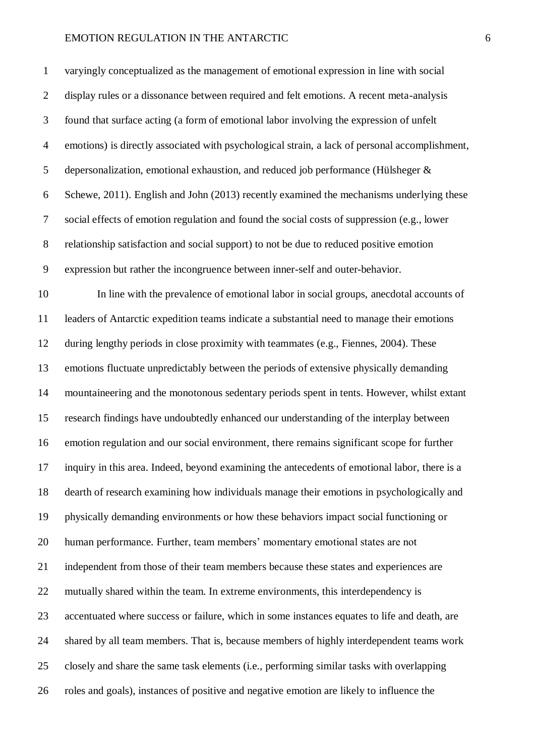varyingly conceptualized as the management of emotional expression in line with social display rules or a dissonance between required and felt emotions. A recent meta-analysis found that surface acting (a form of emotional labor involving the expression of unfelt emotions) is directly associated with psychological strain, a lack of personal accomplishment, depersonalization, emotional exhaustion, and reduced job performance (Hülsheger & Schewe, 2011). English and John (2013) recently examined the mechanisms underlying these social effects of emotion regulation and found the social costs of suppression (e.g., lower relationship satisfaction and social support) to not be due to reduced positive emotion expression but rather the incongruence between inner-self and outer-behavior.

In line with the prevalence of emotional labor in social groups, anecdotal accounts of leaders of Antarctic expedition teams indicate a substantial need to manage their emotions during lengthy periods in close proximity with teammates (e.g., Fiennes, 2004). These emotions fluctuate unpredictably between the periods of extensive physically demanding mountaineering and the monotonous sedentary periods spent in tents. However, whilst extant research findings have undoubtedly enhanced our understanding of the interplay between emotion regulation and our social environment, there remains significant scope for further inquiry in this area. Indeed, beyond examining the antecedents of emotional labor, there is a dearth of research examining how individuals manage their emotions in psychologically and physically demanding environments or how these behaviors impact social functioning or human performance. Further, team members' momentary emotional states are not independent from those of their team members because these states and experiences are mutually shared within the team. In extreme environments, this interdependency is accentuated where success or failure, which in some instances equates to life and death, are shared by all team members. That is, because members of highly interdependent teams work closely and share the same task elements (i.e., performing similar tasks with overlapping roles and goals), instances of positive and negative emotion are likely to influence the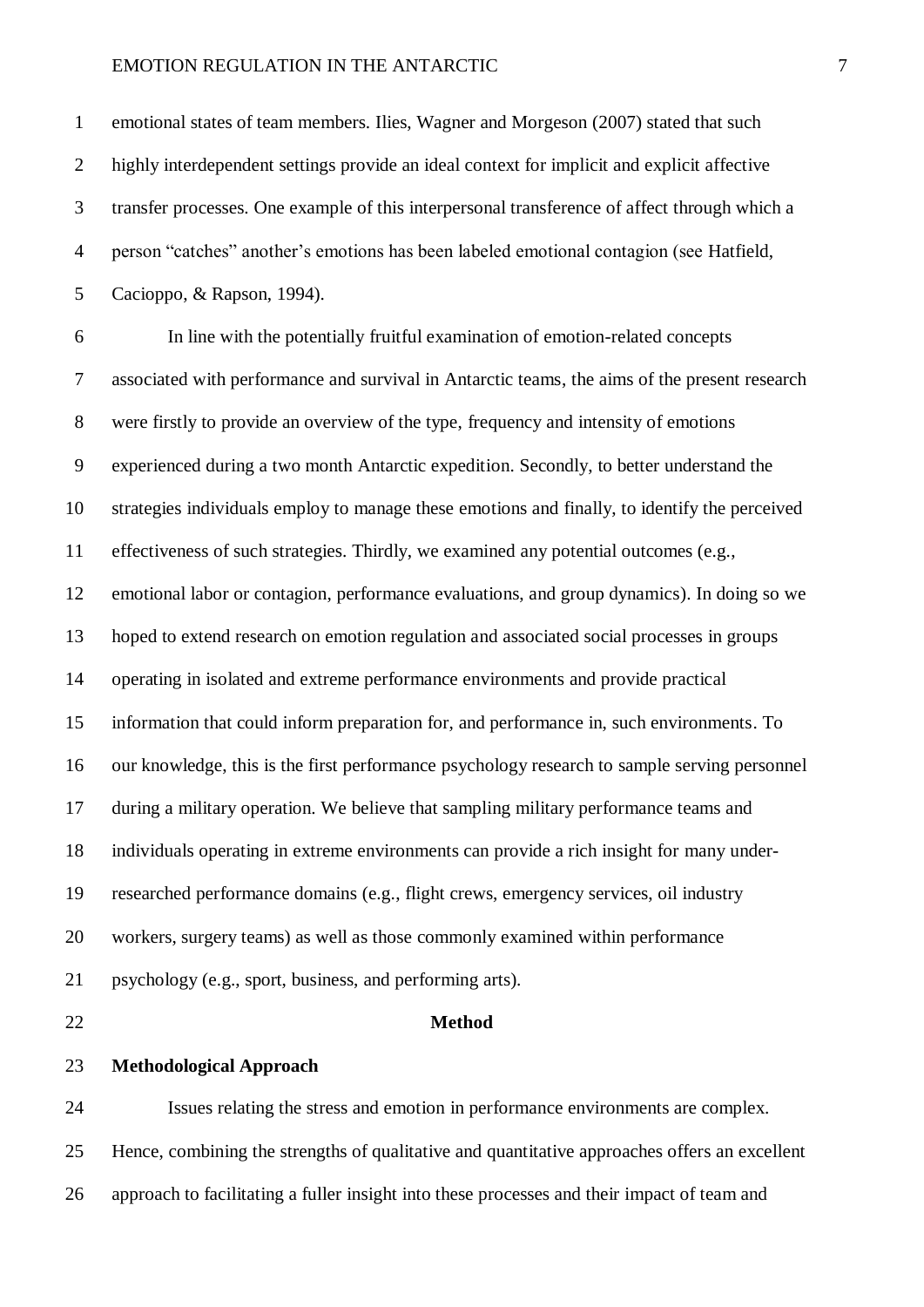emotional states of team members. Ilies, Wagner and Morgeson (2007) stated that such highly interdependent settings provide an ideal context for implicit and explicit affective transfer processes. One example of this interpersonal transference of affect through which a person "catches" another's emotions has been labeled emotional contagion (see Hatfield, Cacioppo, & Rapson, 1994).

In line with the potentially fruitful examination of emotion-related concepts associated with performance and survival in Antarctic teams, the aims of the present research were firstly to provide an overview of the type, frequency and intensity of emotions experienced during a two month Antarctic expedition. Secondly, to better understand the strategies individuals employ to manage these emotions and finally, to identify the perceived effectiveness of such strategies. Thirdly, we examined any potential outcomes (e.g., emotional labor or contagion, performance evaluations, and group dynamics). In doing so we hoped to extend research on emotion regulation and associated social processes in groups operating in isolated and extreme performance environments and provide practical information that could inform preparation for, and performance in, such environments. To our knowledge, this is the first performance psychology research to sample serving personnel during a military operation. We believe that sampling military performance teams and individuals operating in extreme environments can provide a rich insight for many under-researched performance domains (e.g., flight crews, emergency services, oil industry workers, surgery teams) as well as those commonly examined within performance psychology (e.g., sport, business, and performing arts).

## Method

### Methodological Approach

Issues relating the stress and emotion in performance environments are complex. Hence, combining the strengths of qualitative and quantitative approaches offers an excellent approach to facilitating a fuller insight into these processes and their impact of team and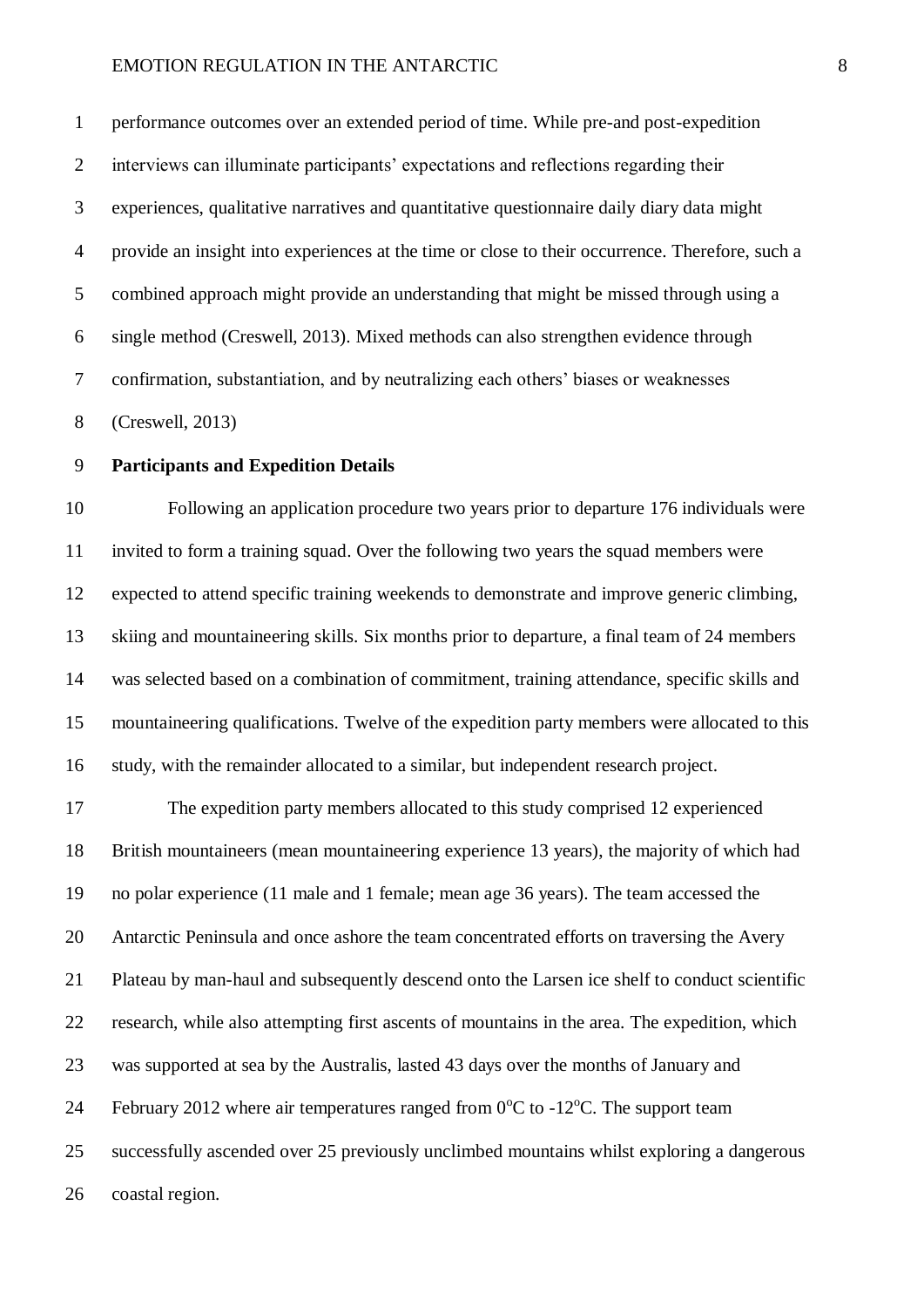performance outcomes over an extended period of time. While pre-and post-expedition interviews can illuminate participants' expectations and reflections regarding their experiences, qualitative narratives and quantitative questionnaire daily diary data might provide an insight into experiences at the time or close to their occurrence. Therefore, such a combined approach might provide an understanding that might be missed through using a single method (Creswell, 2013). Mixed methods can also strengthen evidence through confirmation, substantiation, and by neutralizing each others' biases or weaknesses (Creswell, 2013)

**Participants and Expedition Details**

Following an application procedure two years prior to departure 176 individuals were invited to form a training squad. Over the following two years the squad members were expected to attend specific training weekends to demonstrate and improve generic climbing, skiing and mountaineering skills. Six months prior to departure, a final team of 24 members was selected based on a combination of commitment, training attendance, specific skills and mountaineering qualifications. Twelve of the expedition party members were allocated to this study, with the remainder allocated to a similar, but independent research project.

The expedition party members allocated to this study comprised 12 experienced British mountaineers (mean mountaineering experience 13 years), the majority of which had no polar experience (11 male and 1 female; mean age 36 years). The team accessed the Antarctic Peninsula and once ashore the team concentrated efforts on traversing the Avery Plateau by man-haul and subsequently descend onto the Larsen ice shelf to conduct scientific research, while also attempting first ascents of mountains in the area. The expedition, which was supported at sea by the Australis, lasted 43 days over the months of January and February 2012 where air temperatures ranged from $0^{o}$C to -$12^{o}$C. The support team successfully ascended over 25 previously unclimbed mountains whilst exploring a dangerous coastal region.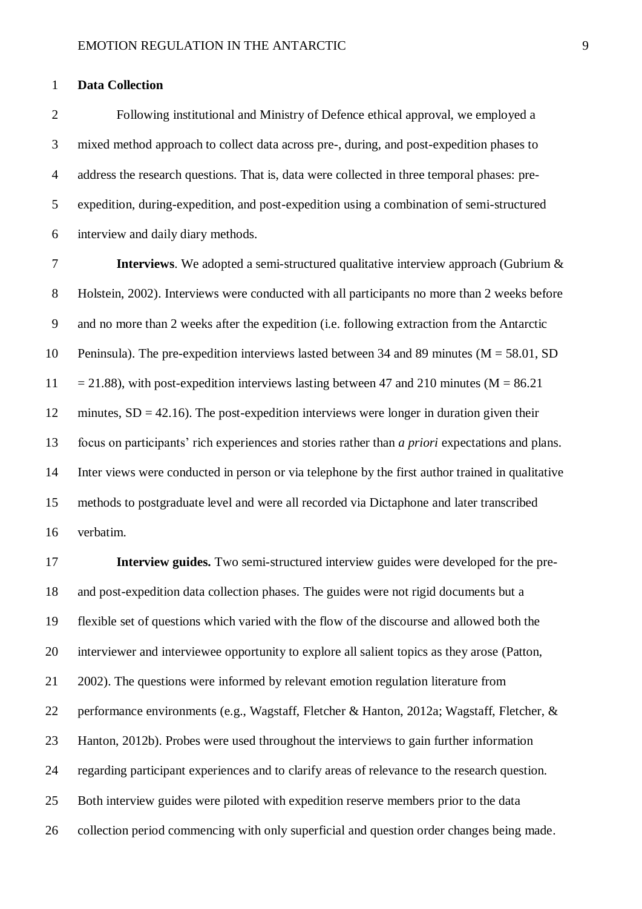**Data Collection**

Following institutional and Ministry of Defence ethical approval, we employed a mixed method approach to collect data across pre-, during, and post-expedition phases to address the research questions. That is, data were collected in three temporal phases: pre-expedition, during-expedition, and post-expedition using a combination of semi-structured interview and daily diary methods.

**Interviews**. We adopted a semi-structured qualitative interview approach (Gubrium & Holstein, 2002). Interviews were conducted with all participants no more than 2 weeks before and no more than 2 weeks after the expedition (i.e. following extraction from the Antarctic Peninsula). The pre-expedition interviews lasted between 34 and 89 minutes (M = 58.01, SD = 21.88), with post-expedition interviews lasting between 47 and 210 minutes (M = 86.21 minutes, SD = 42.16). The post-expedition interviews were longer in duration given their focus on participants' rich experiences and stories rather than *a priori* expectations and plans. Inter views were conducted in person or via telephone by the first author trained in qualitative methods to postgraduate level and were all recorded via Dictaphone and later transcribed verbatim.

**Interview guides.** Two semi-structured interview guides were developed for the pre- and post-expedition data collection phases. The guides were not rigid documents but a flexible set of questions which varied with the flow of the discourse and allowed both the interviewer and interviewee opportunity to explore all salient topics as they arose (Patton, 2002). The questions were informed by relevant emotion regulation literature from performance environments (e.g., Wagstaff, Fletcher & Hanton, 2012a; Wagstaff, Fletcher, & Hanton, 2012b). Probes were used throughout the interviews to gain further information regarding participant experiences and to clarify areas of relevance to the research question. Both interview guides were piloted with expedition reserve members prior to the data collection period commencing with only superficial and question order changes being made.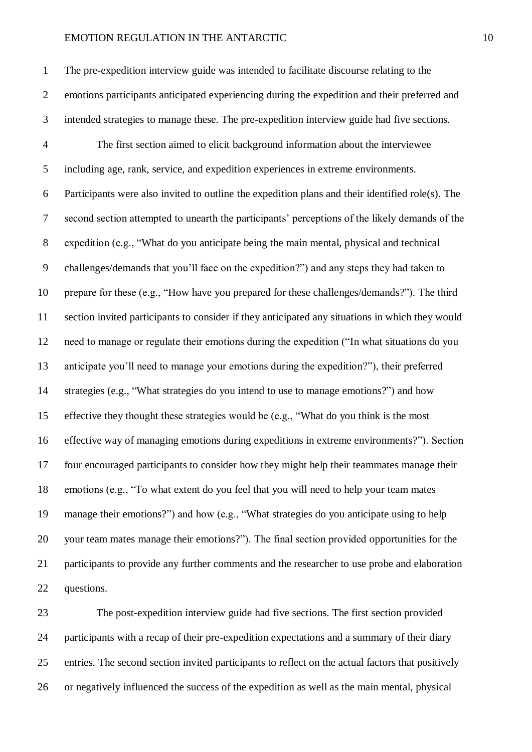The pre-expedition interview guide was intended to facilitate discourse relating to the emotions participants anticipated experiencing during the expedition and their preferred and intended strategies to manage these. The pre-expedition interview guide had five sections.

The first section aimed to elicit background information about the interviewee including age, rank, service, and expedition experiences in extreme environments. Participants were also invited to outline the expedition plans and their identified role(s). The second section attempted to unearth the participants' perceptions of the likely demands of the expedition (e.g., "What do you anticipate being the main mental, physical and technical challenges/demands that you'll face on the expedition?") and any steps they had taken to prepare for these (e.g., "How have you prepared for these challenges/demands?"). The third section invited participants to consider if they anticipated any situations in which they would need to manage or regulate their emotions during the expedition ("In what situations do you anticipate you'll need to manage your emotions during the expedition?"), their preferred strategies (e.g., "What strategies do you intend to use to manage emotions?") and how effective they thought these strategies would be (e.g., "What do you think is the most effective way of managing emotions during expeditions in extreme environments?"). Section four encouraged participants to consider how they might help their teammates manage their emotions (e.g., "To what extent do you feel that you will need to help your team mates manage their emotions?") and how (e.g., "What strategies do you anticipate using to help your team mates manage their emotions?"). The final section provided opportunities for the participants to provide any further comments and the researcher to use probe and elaboration questions.

The post-expedition interview guide had five sections. The first section provided participants with a recap of their pre-expedition expectations and a summary of their diary entries. The second section invited participants to reflect on the actual factors that positively or negatively influenced the success of the expedition as well as the main mental, physical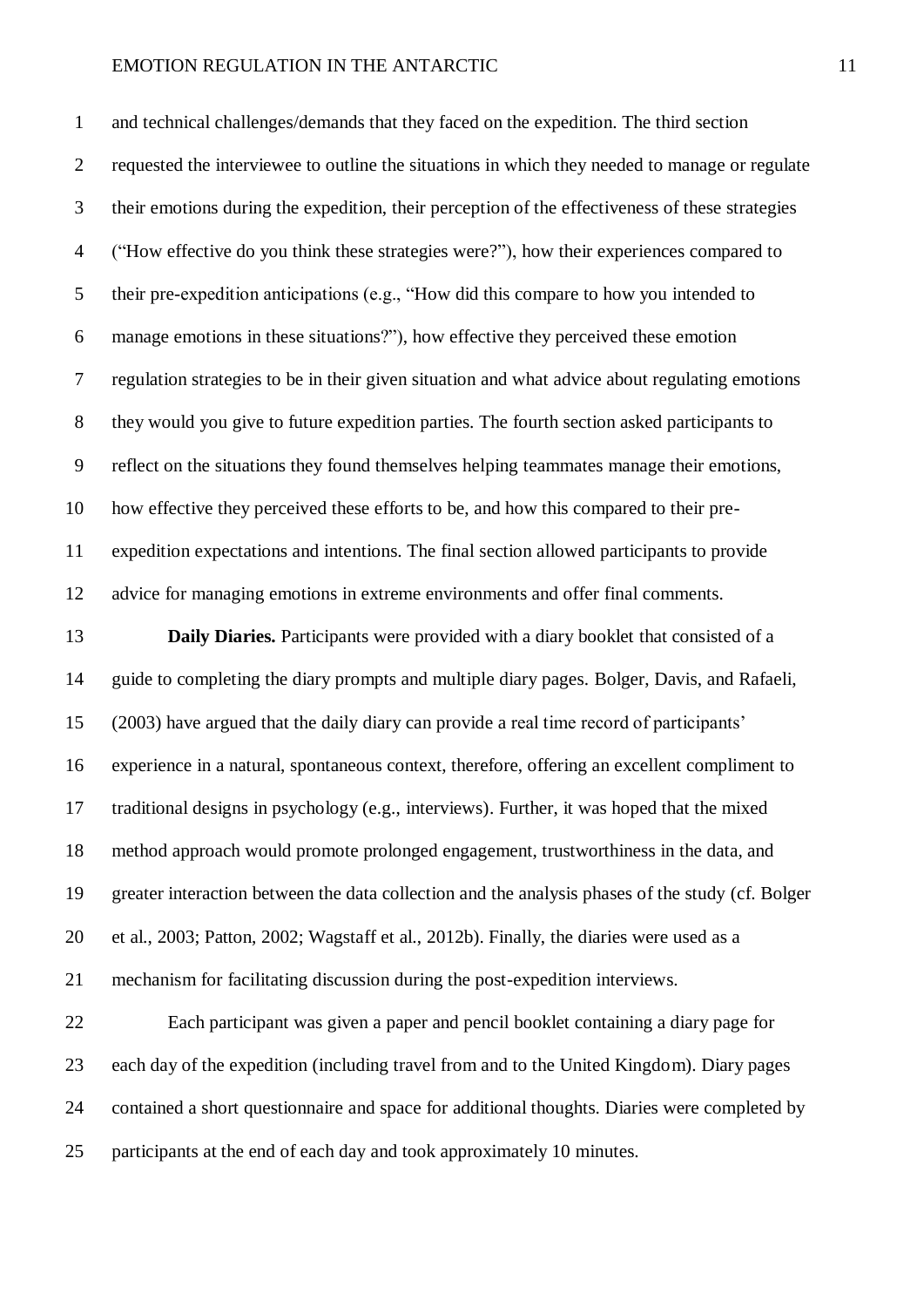and technical challenges/demands that they faced on the expedition. The third section requested the interviewee to outline the situations in which they needed to manage or regulate their emotions during the expedition, their perception of the effectiveness of these strategies ("How effective do you think these strategies were?"), how their experiences compared to their pre-expedition anticipations (e.g., "How did this compare to how you intended to manage emotions in these situations?"), how effective they perceived these emotion regulation strategies to be in their given situation and what advice about regulating emotions they would you give to future expedition parties. The fourth section asked participants to reflect on the situations they found themselves helping teammates manage their emotions, how effective they perceived these efforts to be, and how this compared to their pre-expedition expectations and intentions. The final section allowed participants to provide advice for managing emotions in extreme environments and offer final comments.

**Daily Diaries.** Participants were provided with a diary booklet that consisted of a guide to completing the diary prompts and multiple diary pages. Bolger, Davis, and Rafaeli, (2003) have argued that the daily diary can provide a real time record of participants' experience in a natural, spontaneous context, therefore, offering an excellent compliment to traditional designs in psychology (e.g., interviews). Further, it was hoped that the mixed method approach would promote prolonged engagement, trustworthiness in the data, and greater interaction between the data collection and the analysis phases of the study (cf. Bolger et al., 2003; Patton, 2002; Wagstaff et al., 2012b). Finally, the diaries were used as a mechanism for facilitating discussion during the post-expedition interviews.

Each participant was given a paper and pencil booklet containing a diary page for each day of the expedition (including travel from and to the United Kingdom). Diary pages contained a short questionnaire and space for additional thoughts. Diaries were completed by participants at the end of each day and took approximately 10 minutes.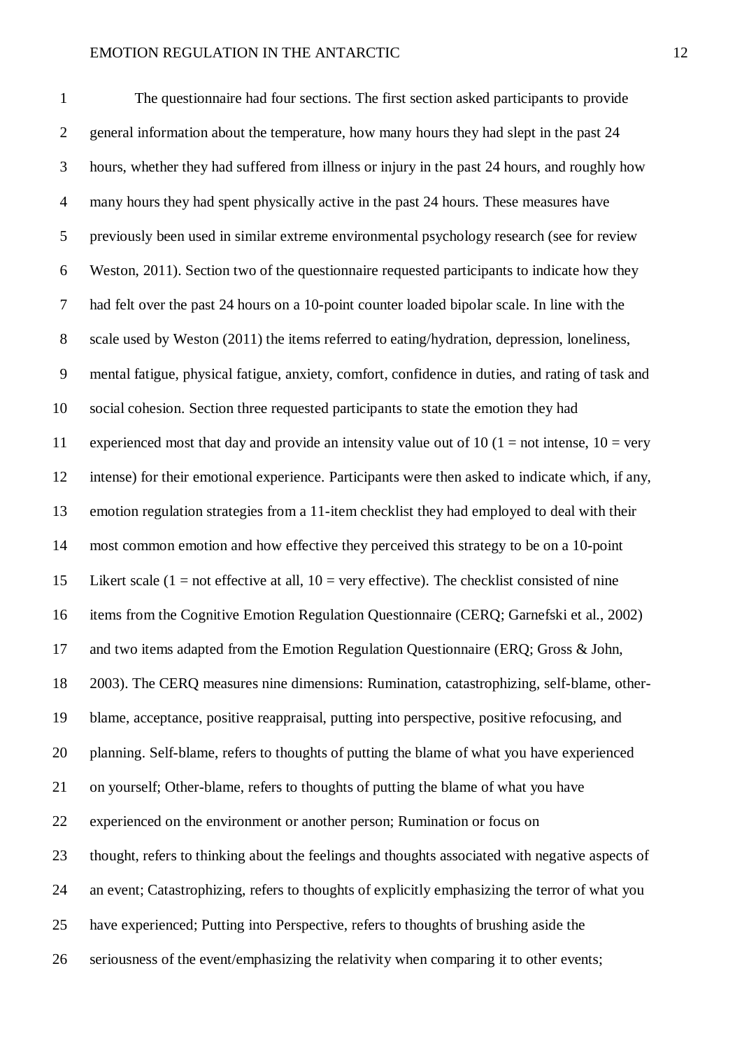The questionnaire had four sections. The first section asked participants to provide general information about the temperature, how many hours they had slept in the past 24 hours, whether they had suffered from illness or injury in the past 24 hours, and roughly how many hours they had spent physically active in the past 24 hours. These measures have previously been used in similar extreme environmental psychology research (see for review Weston, 2011). Section two of the questionnaire requested participants to indicate how they had felt over the past 24 hours on a 10-point counter loaded bipolar scale. In line with the scale used by Weston (2011) the items referred to eating/hydration, depression, loneliness, mental fatigue, physical fatigue, anxiety, comfort, confidence in duties, and rating of task and social cohesion. Section three requested participants to state the emotion they had experienced most that day and provide an intensity value out of 10 (1 = not intense, 10 = very intense) for their emotional experience. Participants were then asked to indicate which, if any, emotion regulation strategies from a 11-item checklist they had employed to deal with their most common emotion and how effective they perceived this strategy to be on a 10-point Likert scale (1 = not effective at all, 10 = very effective). The checklist consisted of nine items from the Cognitive Emotion Regulation Questionnaire (CERQ; Garnefski et al., 2002) and two items adapted from the Emotion Regulation Questionnaire (ERQ; Gross & John, 2003). The CERQ measures nine dimensions: Rumination, catastrophizing, self-blame, other-blame, acceptance, positive reappraisal, putting into perspective, positive refocusing, and planning. Self-blame, refers to thoughts of putting the blame of what you have experienced on yourself; Other-blame, refers to thoughts of putting the blame of what you have experienced on the environment or another person; Rumination or focus on thought, refers to thinking about the feelings and thoughts associated with negative aspects of an event; Catastrophizing, refers to thoughts of explicitly emphasizing the terror of what you have experienced; Putting into Perspective, refers to thoughts of brushing aside the seriousness of the event/emphasizing the relativity when comparing it to other events;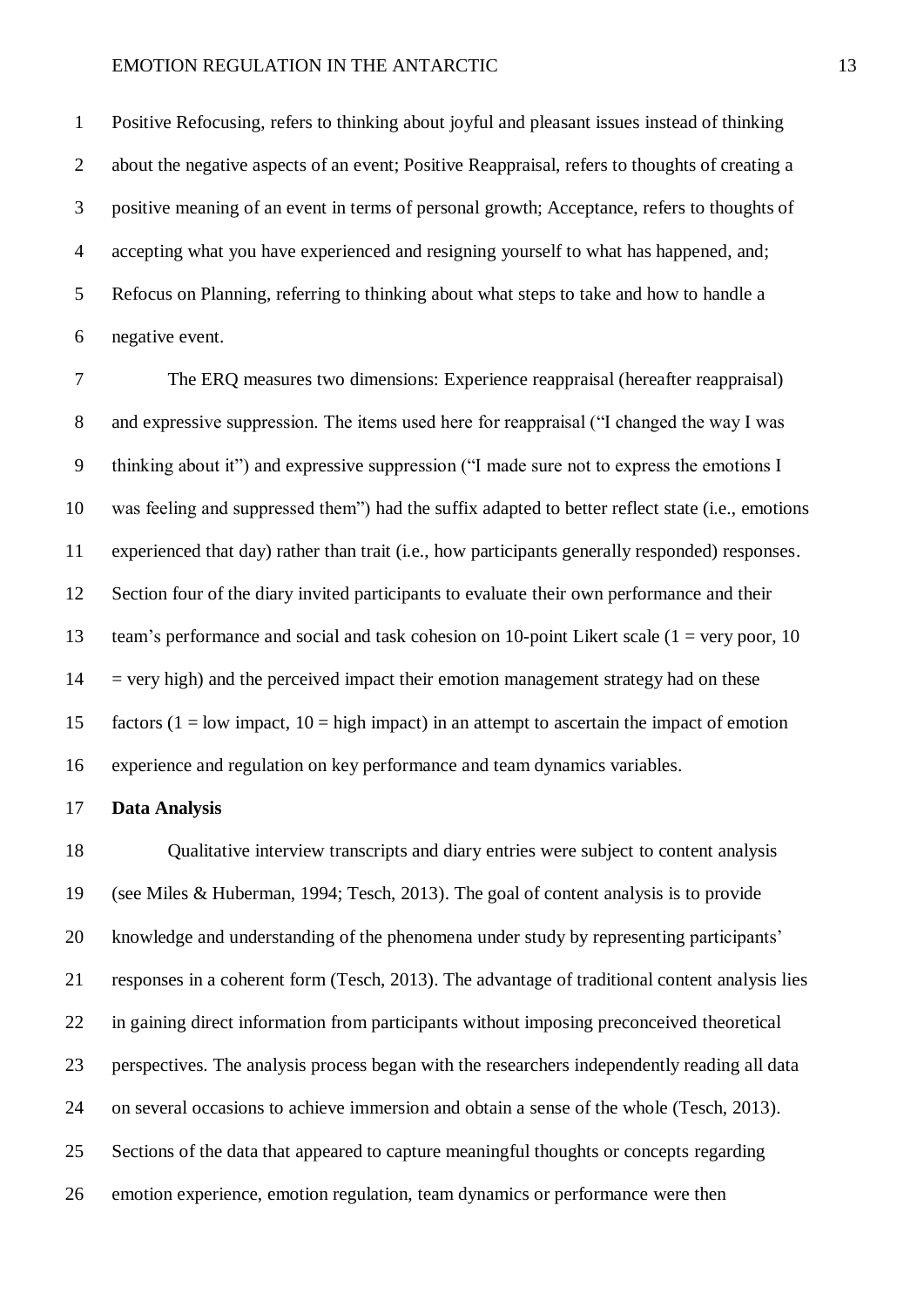Positive Refocusing, refers to thinking about joyful and pleasant issues instead of thinking about the negative aspects of an event; Positive Reappraisal, refers to thoughts of creating a positive meaning of an event in terms of personal growth; Acceptance, refers to thoughts of accepting what you have experienced and resigning yourself to what has happened, and; Refocus on Planning, referring to thinking about what steps to take and how to handle a negative event.

The ERQ measures two dimensions: Experience reappraisal (hereafter reappraisal) and expressive suppression. The items used here for reappraisal ("I changed the way I was thinking about it") and expressive suppression ("I made sure not to express the emotions I was feeling and suppressed them") had the suffix adapted to better reflect state (i.e., emotions experienced that day) rather than trait (i.e., how participants generally responded) responses. Section four of the diary invited participants to evaluate their own performance and their team's performance and social and task cohesion on 10-point Likert scale (1 = very poor, 10 = very high) and the perceived impact their emotion management strategy had on these factors (1 = low impact, 10 = high impact) in an attempt to ascertain the impact of emotion experience and regulation on key performance and team dynamics variables.

**Data Analysis**

Qualitative interview transcripts and diary entries were subject to content analysis (see Miles & Huberman, 1994; Tesch, 2013). The goal of content analysis is to provide knowledge and understanding of the phenomena under study by representing participants' responses in a coherent form (Tesch, 2013). The advantage of traditional content analysis lies in gaining direct information from participants without imposing preconceived theoretical perspectives. The analysis process began with the researchers independently reading all data on several occasions to achieve immersion and obtain a sense of the whole (Tesch, 2013). Sections of the data that appeared to capture meaningful thoughts or concepts regarding emotion experience, emotion regulation, team dynamics or performance were then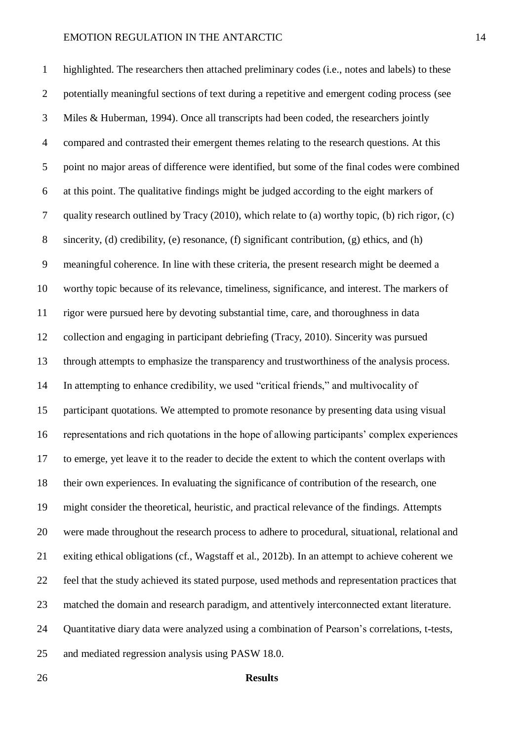highlighted. The researchers then attached preliminary codes (i.e., notes and labels) to these potentially meaningful sections of text during a repetitive and emergent coding process (see Miles & Huberman, 1994). Once all transcripts had been coded, the researchers jointly compared and contrasted their emergent themes relating to the research questions. At this point no major areas of difference were identified, but some of the final codes were combined at this point. The qualitative findings might be judged according to the eight markers of quality research outlined by Tracy (2010), which relate to (a) worthy topic, (b) rich rigor, (c) sincerity, (d) credibility, (e) resonance, (f) significant contribution, (g) ethics, and (h) meaningful coherence. In line with these criteria, the present research might be deemed a worthy topic because of its relevance, timeliness, significance, and interest. The markers of rigor were pursued here by devoting substantial time, care, and thoroughness in data collection and engaging in participant debriefing (Tracy, 2010). Sincerity was pursued through attempts to emphasize the transparency and trustworthiness of the analysis process. In attempting to enhance credibility, we used "critical friends," and multivocality of participant quotations. We attempted to promote resonance by presenting data using visual representations and rich quotations in the hope of allowing participants' complex experiences to emerge, yet leave it to the reader to decide the extent to which the content overlaps with their own experiences. In evaluating the significance of contribution of the research, one might consider the theoretical, heuristic, and practical relevance of the findings. Attempts were made throughout the research process to adhere to procedural, situational, relational and exiting ethical obligations (cf., Wagstaff et al., 2012b). In an attempt to achieve coherent we feel that the study achieved its stated purpose, used methods and representation practices that matched the domain and research paradigm, and attentively interconnected extant literature. Quantitative diary data were analyzed using a combination of Pearson's correlations, t-tests, and mediated regression analysis using PASW 18.0.

## Results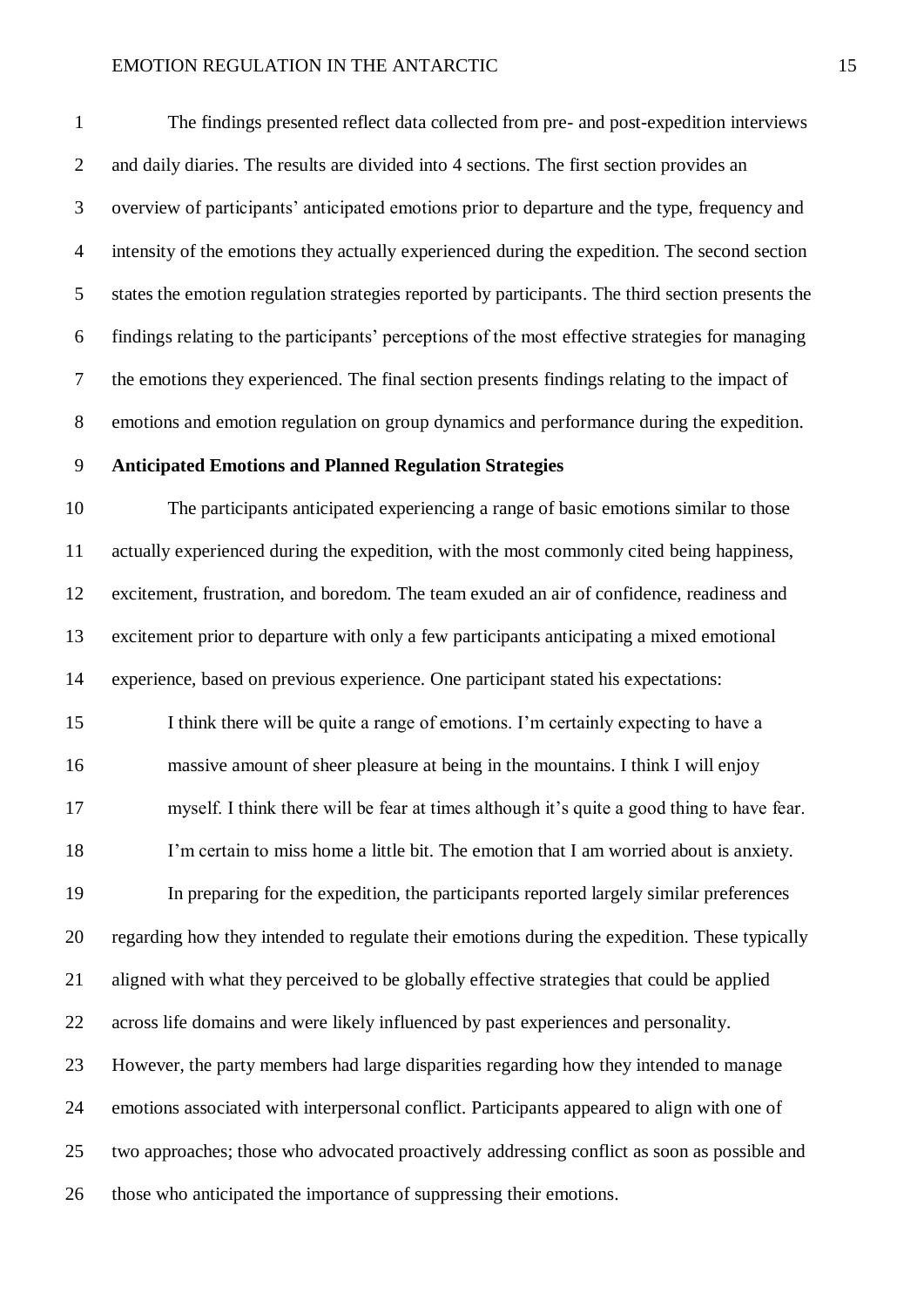The findings presented reflect data collected from pre- and post-expedition interviews and daily diaries. The results are divided into 4 sections. The first section provides an overview of participants' anticipated emotions prior to departure and the type, frequency and intensity of the emotions they actually experienced during the expedition. The second section states the emotion regulation strategies reported by participants. The third section presents the findings relating to the participants' perceptions of the most effective strategies for managing the emotions they experienced. The final section presents findings relating to the impact of emotions and emotion regulation on group dynamics and performance during the expedition.

**Anticipated Emotions and Planned Regulation Strategies**

The participants anticipated experiencing a range of basic emotions similar to those actually experienced during the expedition, with the most commonly cited being happiness, excitement, frustration, and boredom. The team exuded an air of confidence, readiness and excitement prior to departure with only a few participants anticipating a mixed emotional experience, based on previous experience. One participant stated his expectations:

> I think there will be quite a range of emotions. I'm certainly expecting to have a massive amount of sheer pleasure at being in the mountains. I think I will enjoy myself. I think there will be fear at times although it's quite a good thing to have fear. I'm certain to miss home a little bit. The emotion that I am worried about is anxiety.

In preparing for the expedition, the participants reported largely similar preferences regarding how they intended to regulate their emotions during the expedition. These typically aligned with what they perceived to be globally effective strategies that could be applied across life domains and were likely influenced by past experiences and personality. However, the party members had large disparities regarding how they intended to manage emotions associated with interpersonal conflict. Participants appeared to align with one of two approaches; those who advocated proactively addressing conflict as soon as possible and those who anticipated the importance of suppressing their emotions.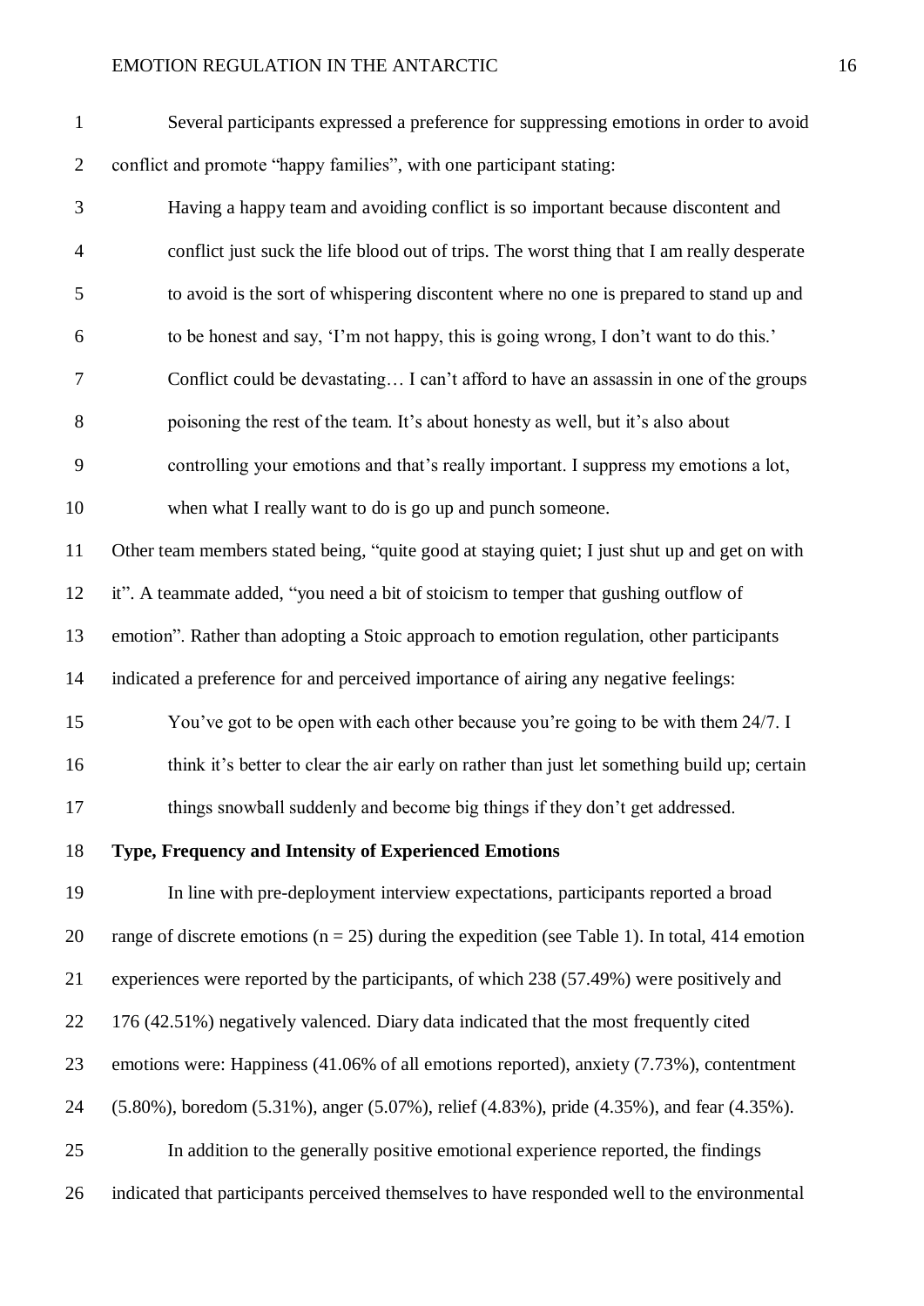Several participants expressed a preference for suppressing emotions in order to avoid conflict and promote "happy families", with one participant stating:

> Having a happy team and avoiding conflict is so important because discontent and conflict just suck the life blood out of trips. The worst thing that I am really desperate to avoid is the sort of whispering discontent where no one is prepared to stand up and to be honest and say, 'I'm not happy, this is going wrong, I don't want to do this.' Conflict could be devastating… I can't afford to have an assassin in one of the groups poisoning the rest of the team. It's about honesty as well, but it's also about controlling your emotions and that's really important. I suppress my emotions a lot, when what I really want to do is go up and punch someone.

Other team members stated being, "quite good at staying quiet; I just shut up and get on with it". A teammate added, "you need a bit of stoicism to temper that gushing outflow of emotion". Rather than adopting a Stoic approach to emotion regulation, other participants indicated a preference for and perceived importance of airing any negative feelings:

> You've got to be open with each other because you're going to be with them 24/7. I think it's better to clear the air early on rather than just let something build up; certain things snowball suddenly and become big things if they don't get addressed.

**Type, Frequency and Intensity of Experienced Emotions**

In line with pre-deployment interview expectations, participants reported a broad range of discrete emotions ($n = 25$) during the expedition (see Table 1). In total, 414 emotion experiences were reported by the participants, of which 238 (57.49%) were positively and 176 (42.51%) negatively valenced. Diary data indicated that the most frequently cited emotions were: Happiness (41.06% of all emotions reported), anxiety (7.73%), contentment (5.80%), boredom (5.31%), anger (5.07%), relief (4.83%), pride (4.35%), and fear (4.35%).

In addition to the generally positive emotional experience reported, the findings indicated that participants perceived themselves to have responded well to the environmental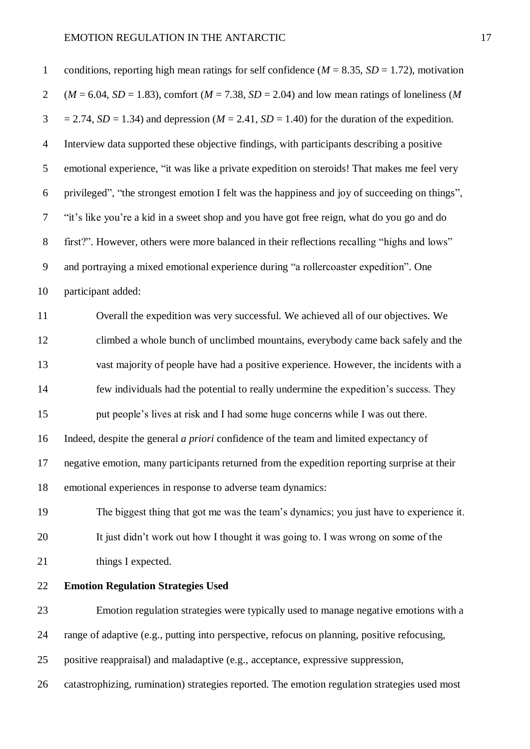conditions, reporting high mean ratings for self confidence ($M$ = 8.35, $SD$ = 1.72), motivation ($M$ = 6.04, $SD$ = 1.83), comfort ($M$ = 7.38, $SD$ = 2.04) and low mean ratings of loneliness ($M$ = 2.74, $SD$ = 1.34) and depression ($M$ = 2.41, $SD$ = 1.40) for the duration of the expedition. Interview data supported these objective findings, with participants describing a positive emotional experience, "it was like a private expedition on steroids! That makes me feel very privileged", "the strongest emotion I felt was the happiness and joy of succeeding on things", "it's like you're a kid in a sweet shop and you have got free reign, what do you go and do first?". However, others were more balanced in their reflections recalling "highs and lows" and portraying a mixed emotional experience during "a rollercoaster expedition". One participant added:

> Overall the expedition was very successful. We achieved all of our objectives. We climbed a whole bunch of unclimbed mountains, everybody came back safely and the vast majority of people have had a positive experience. However, the incidents with a few individuals had the potential to really undermine the expedition's success. They put people's lives at risk and I had some huge concerns while I was out there.

Indeed, despite the general *a priori* confidence of the team and limited expectancy of negative emotion, many participants returned from the expedition reporting surprise at their emotional experiences in response to adverse team dynamics:

> The biggest thing that got me was the team's dynamics; you just have to experience it. It just didn't work out how I thought it was going to. I was wrong on some of the things I expected.

**Emotion Regulation Strategies Used**

Emotion regulation strategies were typically used to manage negative emotions with a range of adaptive (e.g., putting into perspective, refocus on planning, positive refocusing, positive reappraisal) and maladaptive (e.g., acceptance, expressive suppression, catastrophizing, rumination) strategies reported. The emotion regulation strategies used most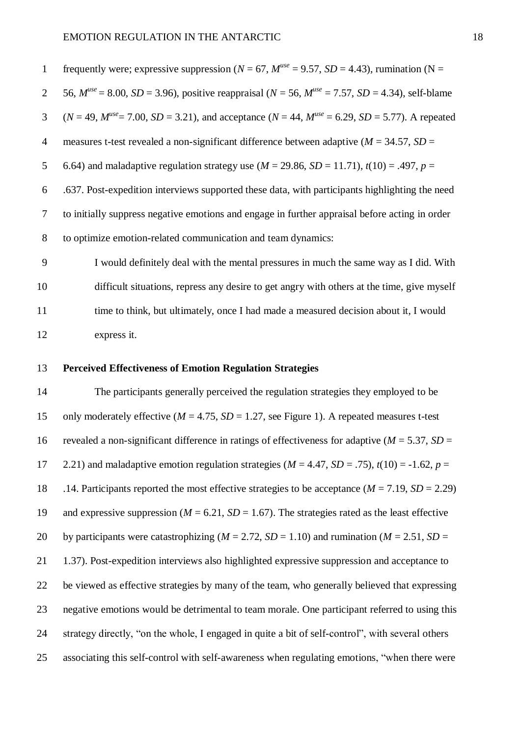frequently were; expressive suppression ($N$ = 67, $M^{use}$ = 9.57, $SD$ = 4.43), rumination (N = 56, $M^{use}$ = 8.00, $SD$ = 3.96), positive reappraisal ($N$ = 56, $M^{use}$ = 7.57, $SD$ = 4.34), self-blame ($N$ = 49, $M^{use}$= 7.00, $SD$ = 3.21), and acceptance ($N$ = 44, $M^{use}$ = 6.29, $SD$ = 5.77). A repeated measures t-test revealed a non-significant difference between adaptive ($M$ = 34.57, $SD$ = 6.64) and maladaptive regulation strategy use ($M$ = 29.86, $SD$ = 11.71), $t(10)$ = .497, $p$ = .637. Post-expedition interviews supported these data, with participants highlighting the need to initially suppress negative emotions and engage in further appraisal before acting in order to optimize emotion-related communication and team dynamics:

> I would definitely deal with the mental pressures in much the same way as I did. With difficult situations, repress any desire to get angry with others at the time, give myself time to think, but ultimately, once I had made a measured decision about it, I would express it.

**Perceived Effectiveness of Emotion Regulation Strategies**

The participants generally perceived the regulation strategies they employed to be only moderately effective ($M$ = 4.75, $SD$ = 1.27, see Figure 1). A repeated measures t-test revealed a non-significant difference in ratings of effectiveness for adaptive ($M$ = 5.37, $SD$ = 2.21) and maladaptive emotion regulation strategies ($M$ = 4.47, $SD$ = .75), $t(10)$ = -1.62, $p$ = .14. Participants reported the most effective strategies to be acceptance ($M$ = 7.19, $SD$ = 2.29) and expressive suppression ($M$ = 6.21, $SD$ = 1.67). The strategies rated as the least effective by participants were catastrophizing ($M$ = 2.72, $SD$ = 1.10) and rumination ($M$ = 2.51, $SD$ = 1.37). Post-expedition interviews also highlighted expressive suppression and acceptance to be viewed as effective strategies by many of the team, who generally believed that expressing negative emotions would be detrimental to team morale. One participant referred to using this strategy directly, “on the whole, I engaged in quite a bit of self-control”, with several others associating this self-control with self-awareness when regulating emotions, “when there were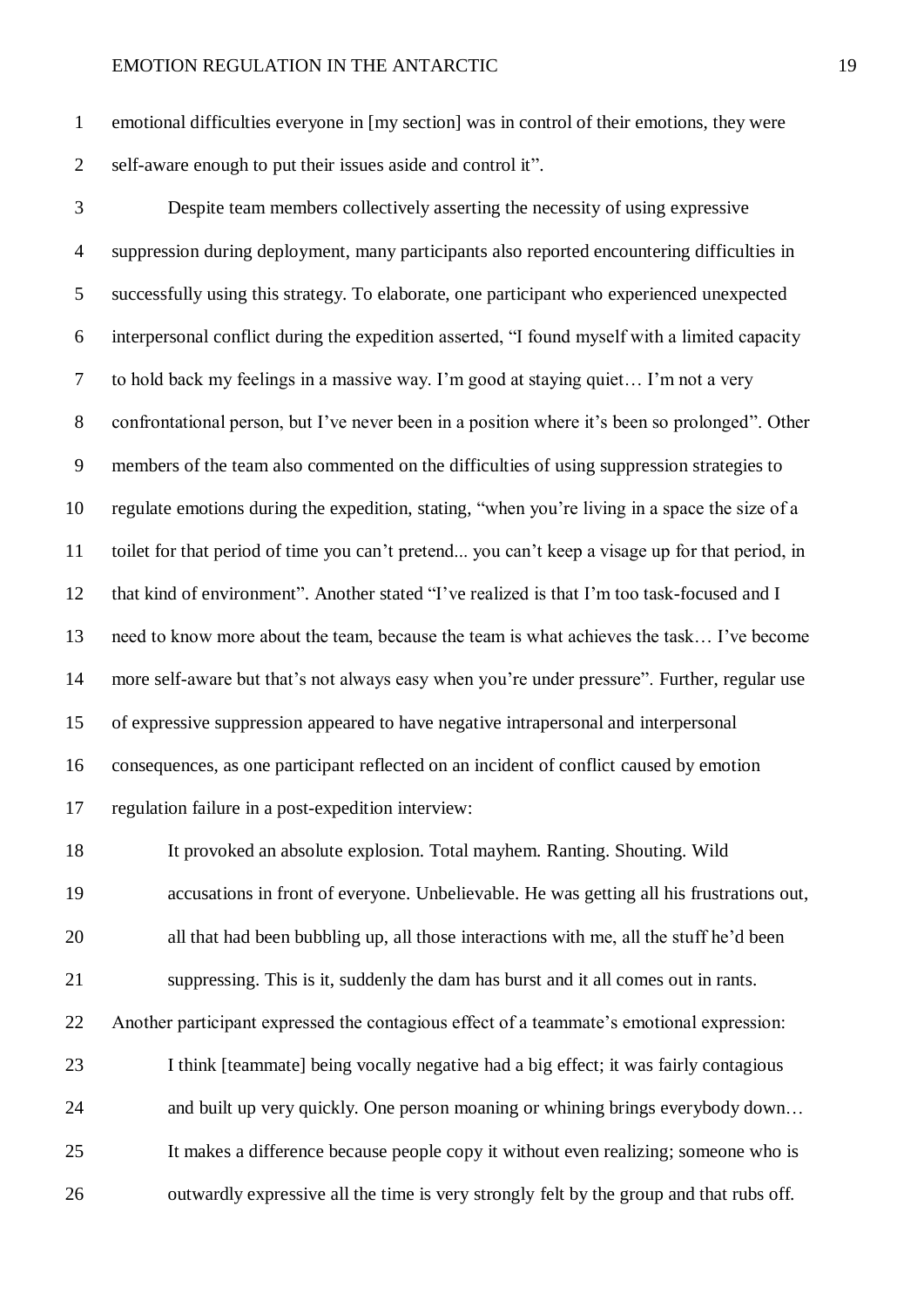emotional difficulties everyone in [my section] was in control of their emotions, they were self-aware enough to put their issues aside and control it".

Despite team members collectively asserting the necessity of using expressive suppression during deployment, many participants also reported encountering difficulties in successfully using this strategy. To elaborate, one participant who experienced unexpected interpersonal conflict during the expedition asserted, "I found myself with a limited capacity to hold back my feelings in a massive way. I'm good at staying quiet… I'm not a very confrontational person, but I've never been in a position where it's been so prolonged". Other members of the team also commented on the difficulties of using suppression strategies to regulate emotions during the expedition, stating, "when you're living in a space the size of a toilet for that period of time you can't pretend... you can't keep a visage up for that period, in that kind of environment". Another stated "I've realized is that I'm too task-focused and I need to know more about the team, because the team is what achieves the task… I've become more self-aware but that's not always easy when you're under pressure". Further, regular use of expressive suppression appeared to have negative intrapersonal and interpersonal consequences, as one participant reflected on an incident of conflict caused by emotion regulation failure in a post-expedition interview:

> It provoked an absolute explosion. Total mayhem. Ranting. Shouting. Wild accusations in front of everyone. Unbelievable. He was getting all his frustrations out, all that had been bubbling up, all those interactions with me, all the stuff he'd been suppressing. This is it, suddenly the dam has burst and it all comes out in rants.

Another participant expressed the contagious effect of a teammate's emotional expression:

> I think [teammate] being vocally negative had a big effect; it was fairly contagious and built up very quickly. One person moaning or whining brings everybody down… It makes a difference because people copy it without even realizing; someone who is outwardly expressive all the time is very strongly felt by the group and that rubs off.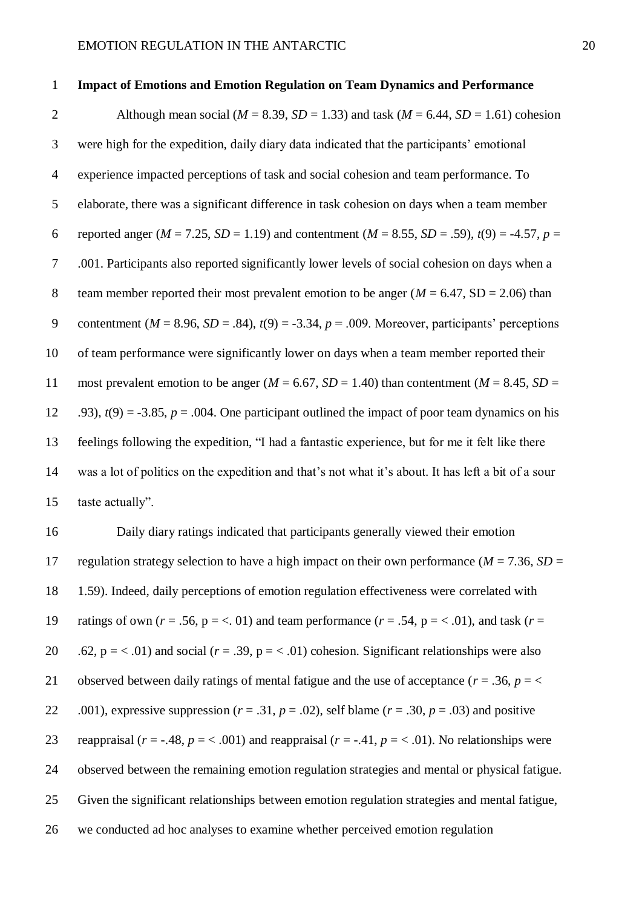**Impact of Emotions and Emotion Regulation on Team Dynamics and Performance**

Although mean social ($M = 8.39$, $SD = 1.33$) and task ($M = 6.44$, $SD = 1.61$) cohesion were high for the expedition, daily diary data indicated that the participants' emotional experience impacted perceptions of task and social cohesion and team performance. To elaborate, there was a significant difference in task cohesion on days when a team member reported anger ($M = 7.25$, $SD = 1.19$) and contentment ($M = 8.55$, $SD = .59$), $t(9) = -4.57$, $p = .001$. Participants also reported significantly lower levels of social cohesion on days when a team member reported their most prevalent emotion to be anger ($M = 6.47$, SD = 2.06) than contentment ($M = 8.96$, $SD = .84$), $t(9) = -3.34$, $p = .009$. Moreover, participants' perceptions of team performance were significantly lower on days when a team member reported their most prevalent emotion to be anger ($M = 6.67$, $SD = 1.40$) than contentment ($M = 8.45$, $SD = .93$), $t(9) = -3.85$, $p = .004$. One participant outlined the impact of poor team dynamics on his feelings following the expedition, "I had a fantastic experience, but for me it felt like there was a lot of politics on the expedition and that's not what it's about. It has left a bit of a sour taste actually".

Daily diary ratings indicated that participants generally viewed their emotion regulation strategy selection to have a high impact on their own performance ($M = 7.36$, $SD = 1.59$). Indeed, daily perceptions of emotion regulation effectiveness were correlated with ratings of own ($r = .56$, p = <. 01) and team performance ($r = .54$, p = < .01), and task ($r = .62$, p = < .01) and social ($r = .39$, p = < .01) cohesion. Significant relationships were also observed between daily ratings of mental fatigue and the use of acceptance ($r = .36$, $p = < .001$), expressive suppression ($r = .31$, $p = .02$), self blame ($r = .30$, $p = .03$) and positive reappraisal ($r = -.48$, $p = < .001$) and reappraisal ($r = -.41$, $p = < .01$). No relationships were observed between the remaining emotion regulation strategies and mental or physical fatigue. Given the significant relationships between emotion regulation strategies and mental fatigue, we conducted ad hoc analyses to examine whether perceived emotion regulation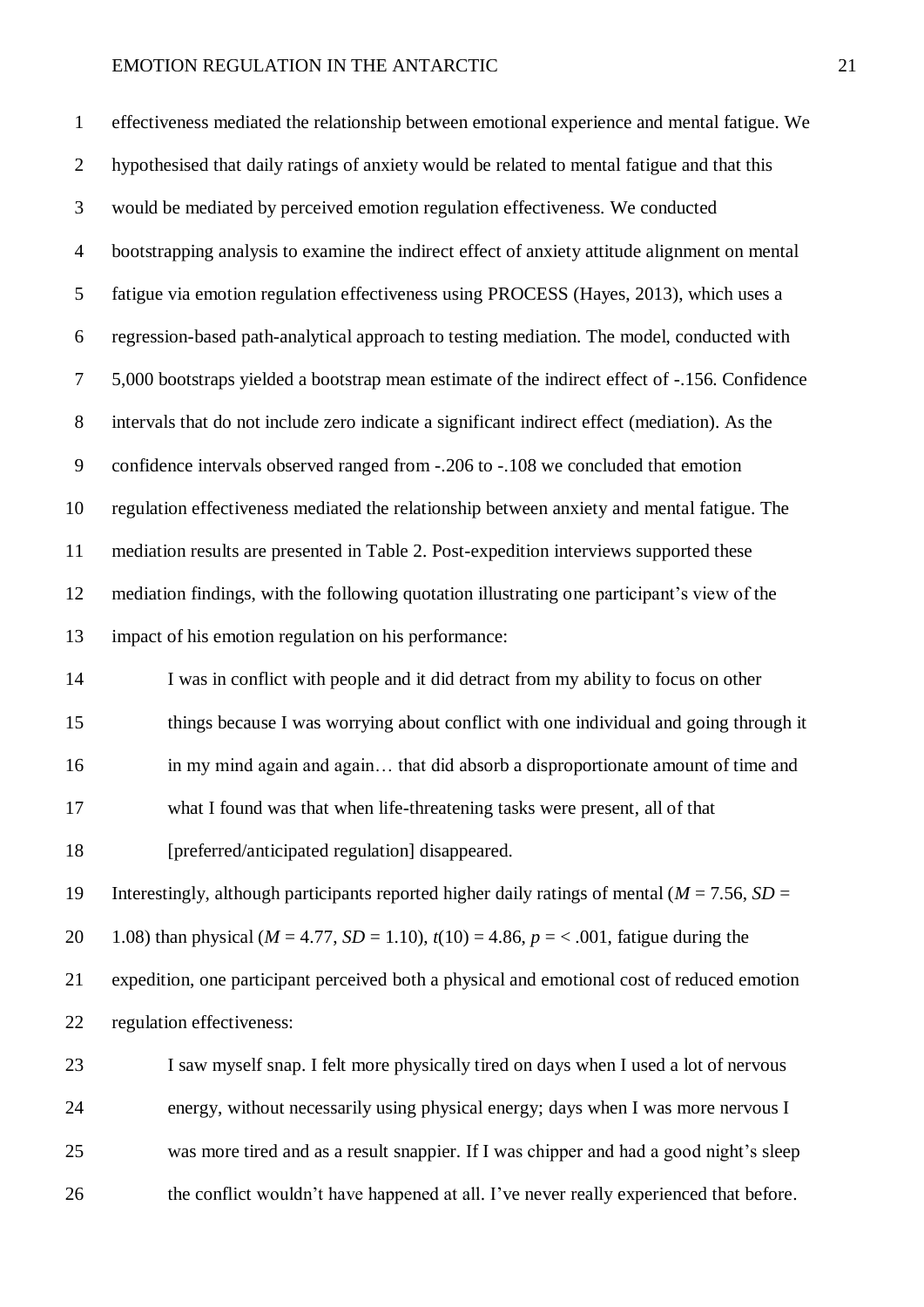effectiveness mediated the relationship between emotional experience and mental fatigue. We hypothesised that daily ratings of anxiety would be related to mental fatigue and that this would be mediated by perceived emotion regulation effectiveness. We conducted bootstrapping analysis to examine the indirect effect of anxiety attitude alignment on mental fatigue via emotion regulation effectiveness using PROCESS (Hayes, 2013), which uses a regression-based path-analytical approach to testing mediation. The model, conducted with 5,000 bootstraps yielded a bootstrap mean estimate of the indirect effect of -.156. Confidence intervals that do not include zero indicate a significant indirect effect (mediation). As the confidence intervals observed ranged from -.206 to -.108 we concluded that emotion regulation effectiveness mediated the relationship between anxiety and mental fatigue. The mediation results are presented in Table 2. Post-expedition interviews supported these mediation findings, with the following quotation illustrating one participant's view of the impact of his emotion regulation on his performance:

> I was in conflict with people and it did detract from my ability to focus on other things because I was worrying about conflict with one individual and going through it in my mind again and again… that did absorb a disproportionate amount of time and what I found was that when life-threatening tasks were present, all of that [preferred/anticipated regulation] disappeared.

Interestingly, although participants reported higher daily ratings of mental ($M$ = 7.56, $SD$ = 1.08) than physical ($M$ = 4.77, $SD$ = 1.10), $t(10)$ = 4.86, $p$ = < .001, fatigue during the expedition, one participant perceived both a physical and emotional cost of reduced emotion regulation effectiveness:

> I saw myself snap. I felt more physically tired on days when I used a lot of nervous energy, without necessarily using physical energy; days when I was more nervous I was more tired and as a result snappier. If I was chipper and had a good night's sleep the conflict wouldn't have happened at all. I've never really experienced that before.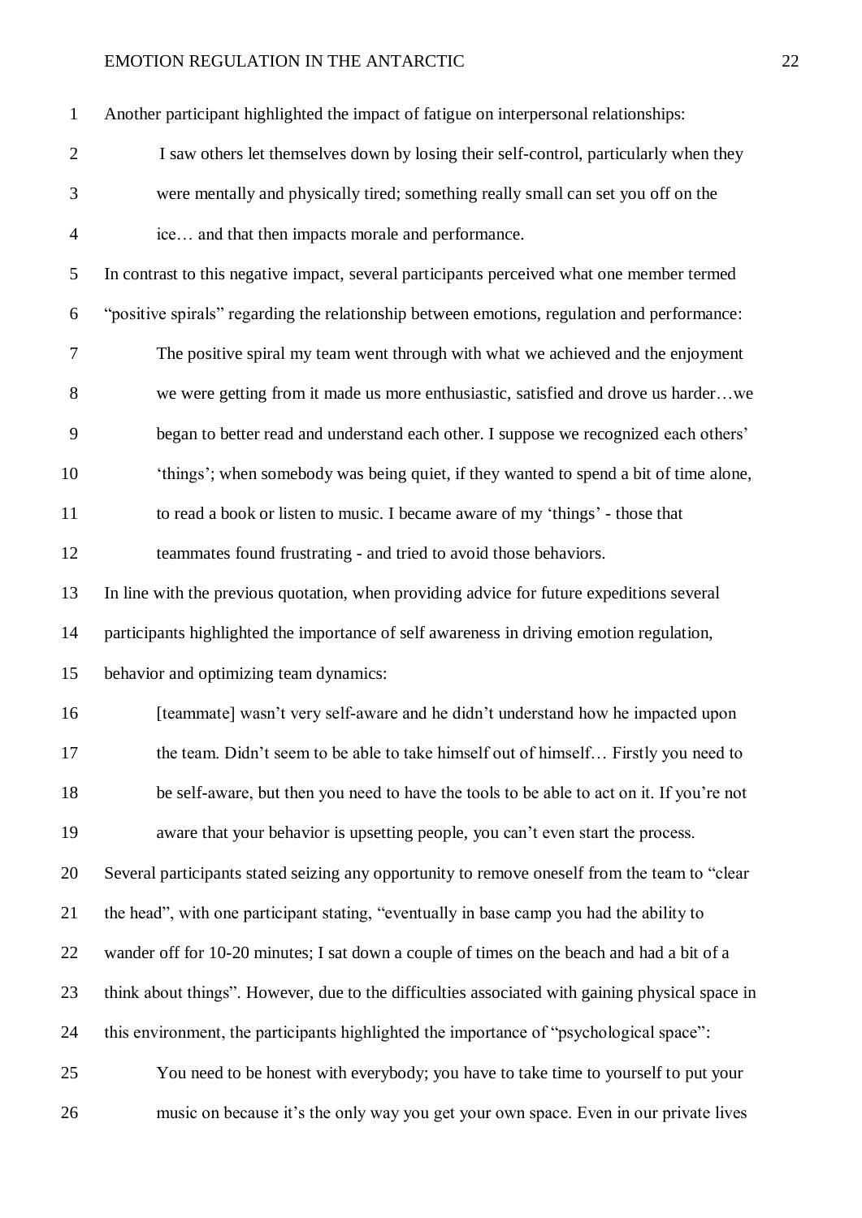Another participant highlighted the impact of fatigue on interpersonal relationships:

> I saw others let themselves down by losing their self-control, particularly when they were mentally and physically tired; something really small can set you off on the ice… and that then impacts morale and performance.

In contrast to this negative impact, several participants perceived what one member termed "positive spirals" regarding the relationship between emotions, regulation and performance:

> The positive spiral my team went through with what we achieved and the enjoyment we were getting from it made us more enthusiastic, satisfied and drove us harder…we began to better read and understand each other. I suppose we recognized each others' 'things'; when somebody was being quiet, if they wanted to spend a bit of time alone, to read a book or listen to music. I became aware of my 'things' - those that teammates found frustrating - and tried to avoid those behaviors.

In line with the previous quotation, when providing advice for future expeditions several participants highlighted the importance of self awareness in driving emotion regulation, behavior and optimizing team dynamics:

> [teammate] wasn't very self-aware and he didn't understand how he impacted upon the team. Didn't seem to be able to take himself out of himself… Firstly you need to be self-aware, but then you need to have the tools to be able to act on it. If you're not aware that your behavior is upsetting people, you can't even start the process.

Several participants stated seizing any opportunity to remove oneself from the team to "clear the head", with one participant stating, "eventually in base camp you had the ability to wander off for 10-20 minutes; I sat down a couple of times on the beach and had a bit of a think about things". However, due to the difficulties associated with gaining physical space in this environment, the participants highlighted the importance of "psychological space":

> You need to be honest with everybody; you have to take time to yourself to put your music on because it's the only way you get your own space. Even in our private lives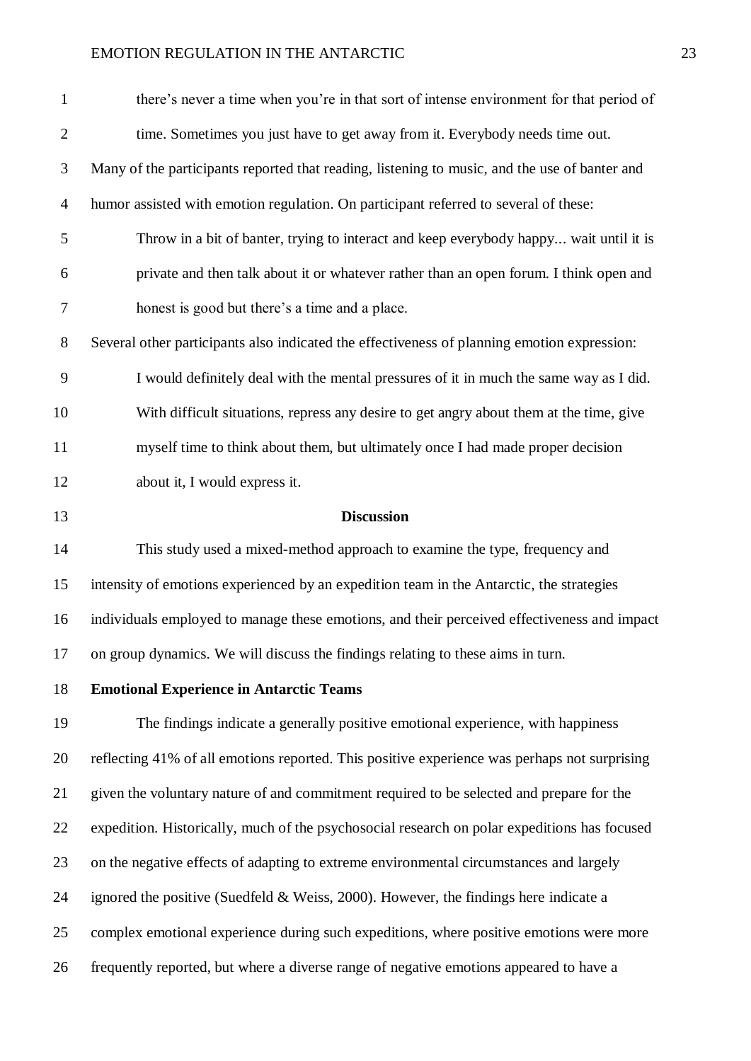> there's never a time when you're in that sort of intense environment for that period of time. Sometimes you just have to get away from it. Everybody needs time out.

Many of the participants reported that reading, listening to music, and the use of banter and humor assisted with emotion regulation. On participant referred to several of these:

> Throw in a bit of banter, trying to interact and keep everybody happy... wait until it is private and then talk about it or whatever rather than an open forum. I think open and honest is good but there's a time and a place.

Several other participants also indicated the effectiveness of planning emotion expression:

> I would definitely deal with the mental pressures of it in much the same way as I did. With difficult situations, repress any desire to get angry about them at the time, give myself time to think about them, but ultimately once I had made proper decision about it, I would express it.

## Discussion

This study used a mixed-method approach to examine the type, frequency and intensity of emotions experienced by an expedition team in the Antarctic, the strategies individuals employed to manage these emotions, and their perceived effectiveness and impact on group dynamics. We will discuss the findings relating to these aims in turn.

### Emotional Experience in Antarctic Teams

The findings indicate a generally positive emotional experience, with happiness reflecting 41% of all emotions reported. This positive experience was perhaps not surprising given the voluntary nature of and commitment required to be selected and prepare for the expedition. Historically, much of the psychosocial research on polar expeditions has focused on the negative effects of adapting to extreme environmental circumstances and largely ignored the positive (Suedfeld & Weiss, 2000). However, the findings here indicate a complex emotional experience during such expeditions, where positive emotions were more frequently reported, but where a diverse range of negative emotions appeared to have a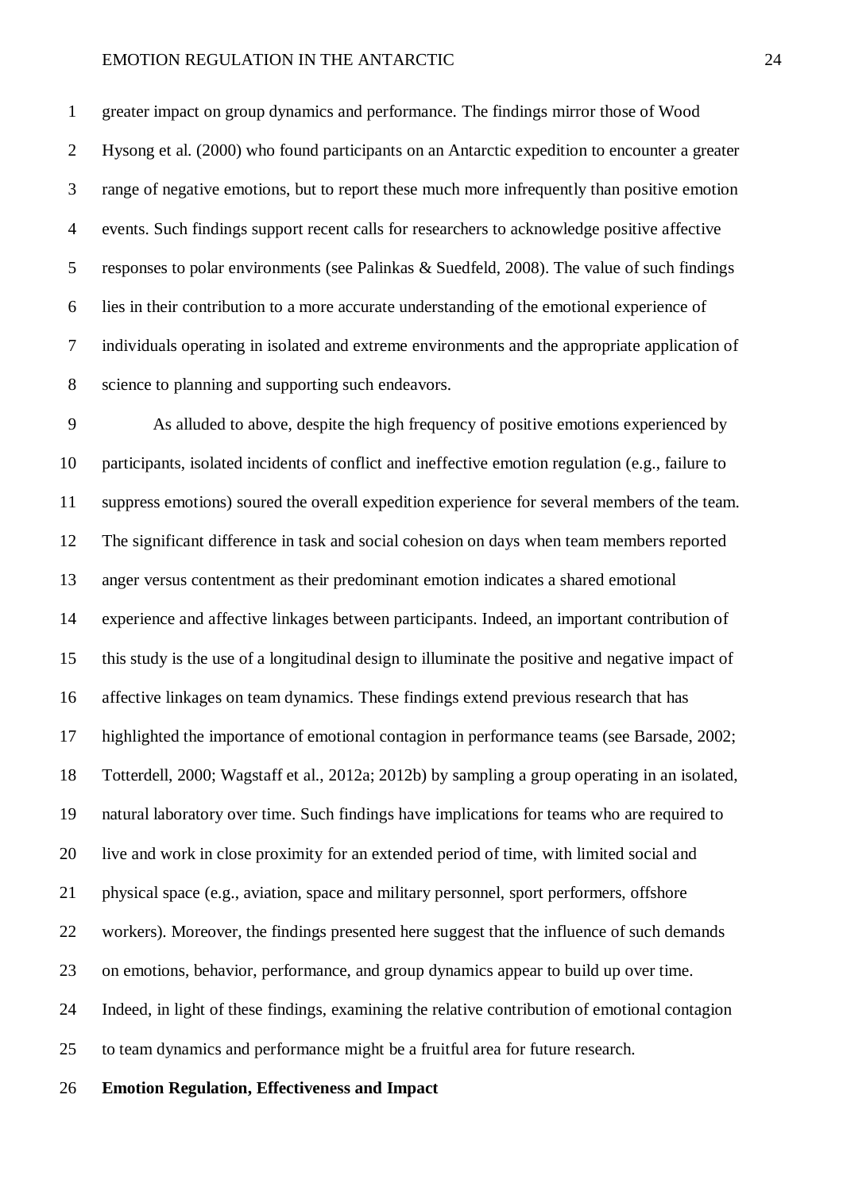greater impact on group dynamics and performance. The findings mirror those of Wood Hysong et al. (2000) who found participants on an Antarctic expedition to encounter a greater range of negative emotions, but to report these much more infrequently than positive emotion events. Such findings support recent calls for researchers to acknowledge positive affective responses to polar environments (see Palinkas & Suedfeld, 2008). The value of such findings lies in their contribution to a more accurate understanding of the emotional experience of individuals operating in isolated and extreme environments and the appropriate application of science to planning and supporting such endeavors.

As alluded to above, despite the high frequency of positive emotions experienced by participants, isolated incidents of conflict and ineffective emotion regulation (e.g., failure to suppress emotions) soured the overall expedition experience for several members of the team. The significant difference in task and social cohesion on days when team members reported anger versus contentment as their predominant emotion indicates a shared emotional experience and affective linkages between participants. Indeed, an important contribution of this study is the use of a longitudinal design to illuminate the positive and negative impact of affective linkages on team dynamics. These findings extend previous research that has highlighted the importance of emotional contagion in performance teams (see Barsade, 2002; Totterdell, 2000; Wagstaff et al., 2012a; 2012b) by sampling a group operating in an isolated, natural laboratory over time. Such findings have implications for teams who are required to live and work in close proximity for an extended period of time, with limited social and physical space (e.g., aviation, space and military personnel, sport performers, offshore workers). Moreover, the findings presented here suggest that the influence of such demands on emotions, behavior, performance, and group dynamics appear to build up over time. Indeed, in light of these findings, examining the relative contribution of emotional contagion to team dynamics and performance might be a fruitful area for future research.

## Emotion Regulation, Effectiveness and Impact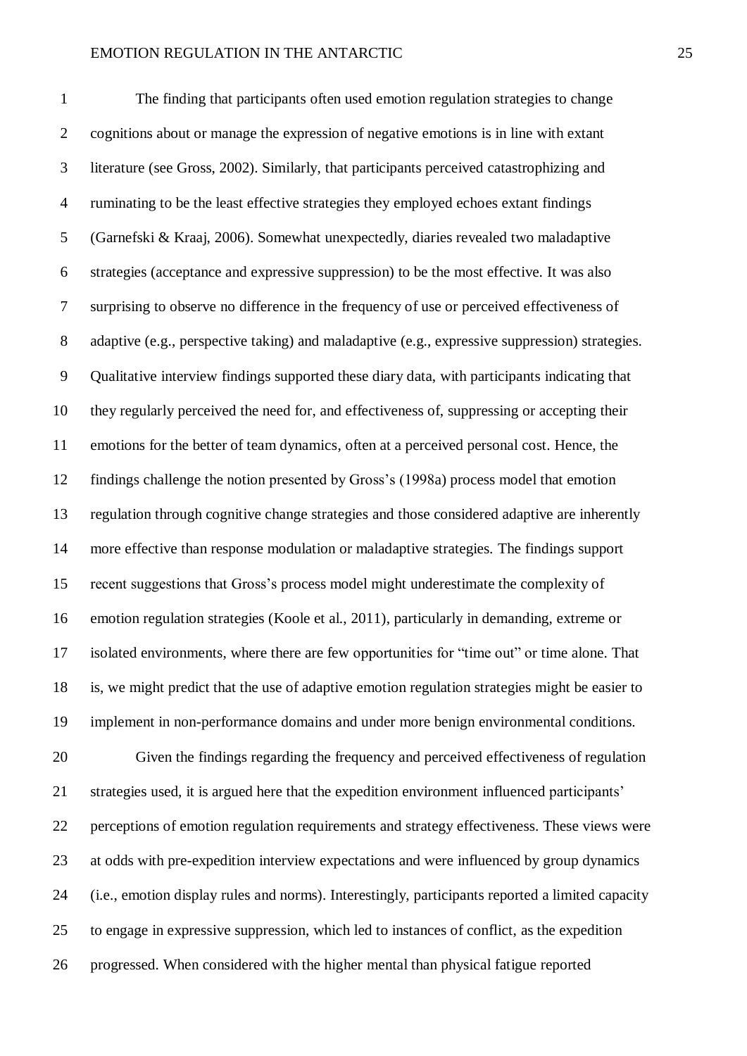The finding that participants often used emotion regulation strategies to change cognitions about or manage the expression of negative emotions is in line with extant literature (see Gross, 2002). Similarly, that participants perceived catastrophizing and ruminating to be the least effective strategies they employed echoes extant findings (Garnefski & Kraaj, 2006). Somewhat unexpectedly, diaries revealed two maladaptive strategies (acceptance and expressive suppression) to be the most effective. It was also surprising to observe no difference in the frequency of use or perceived effectiveness of adaptive (e.g., perspective taking) and maladaptive (e.g., expressive suppression) strategies. Qualitative interview findings supported these diary data, with participants indicating that they regularly perceived the need for, and effectiveness of, suppressing or accepting their emotions for the better of team dynamics, often at a perceived personal cost. Hence, the findings challenge the notion presented by Gross's (1998a) process model that emotion regulation through cognitive change strategies and those considered adaptive are inherently more effective than response modulation or maladaptive strategies. The findings support recent suggestions that Gross's process model might underestimate the complexity of emotion regulation strategies (Koole et al., 2011), particularly in demanding, extreme or isolated environments, where there are few opportunities for "time out" or time alone. That is, we might predict that the use of adaptive emotion regulation strategies might be easier to implement in non-performance domains and under more benign environmental conditions.

Given the findings regarding the frequency and perceived effectiveness of regulation strategies used, it is argued here that the expedition environment influenced participants' perceptions of emotion regulation requirements and strategy effectiveness. These views were at odds with pre-expedition interview expectations and were influenced by group dynamics (i.e., emotion display rules and norms). Interestingly, participants reported a limited capacity to engage in expressive suppression, which led to instances of conflict, as the expedition progressed. When considered with the higher mental than physical fatigue reported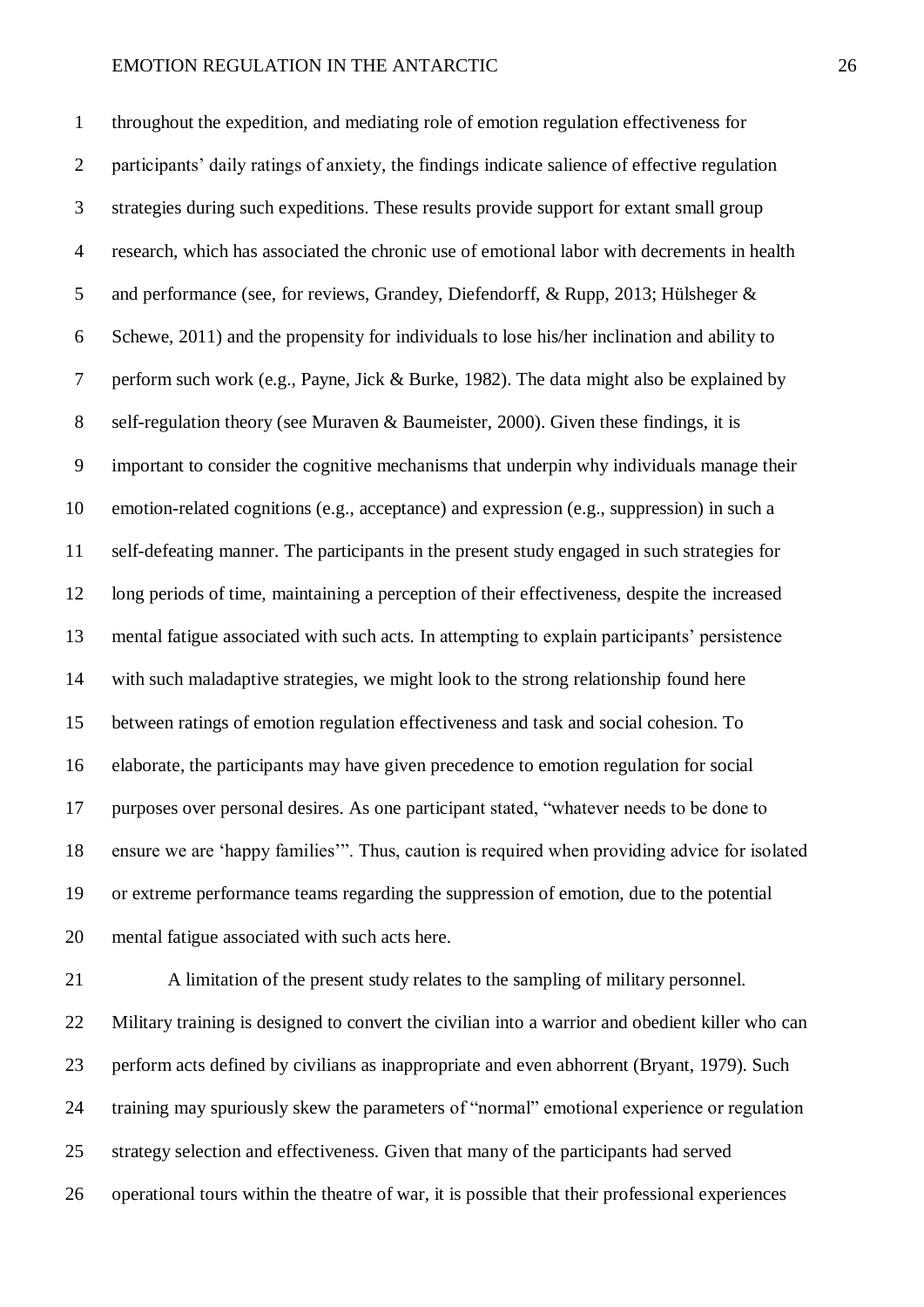throughout the expedition, and mediating role of emotion regulation effectiveness for participants' daily ratings of anxiety, the findings indicate salience of effective regulation strategies during such expeditions. These results provide support for extant small group research, which has associated the chronic use of emotional labor with decrements in health and performance (see, for reviews, Grandey, Diefendorff, & Rupp, 2013; Hülsheger & Schewe, 2011) and the propensity for individuals to lose his/her inclination and ability to perform such work (e.g., Payne, Jick & Burke, 1982). The data might also be explained by self-regulation theory (see Muraven & Baumeister, 2000). Given these findings, it is important to consider the cognitive mechanisms that underpin why individuals manage their emotion-related cognitions (e.g., acceptance) and expression (e.g., suppression) in such a self-defeating manner. The participants in the present study engaged in such strategies for long periods of time, maintaining a perception of their effectiveness, despite the increased mental fatigue associated with such acts. In attempting to explain participants' persistence with such maladaptive strategies, we might look to the strong relationship found here between ratings of emotion regulation effectiveness and task and social cohesion. To elaborate, the participants may have given precedence to emotion regulation for social purposes over personal desires. As one participant stated, "whatever needs to be done to ensure we are 'happy families'". Thus, caution is required when providing advice for isolated or extreme performance teams regarding the suppression of emotion, due to the potential mental fatigue associated with such acts here.

A limitation of the present study relates to the sampling of military personnel. Military training is designed to convert the civilian into a warrior and obedient killer who can perform acts defined by civilians as inappropriate and even abhorrent (Bryant, 1979). Such training may spuriously skew the parameters of "normal" emotional experience or regulation strategy selection and effectiveness. Given that many of the participants had served operational tours within the theatre of war, it is possible that their professional experiences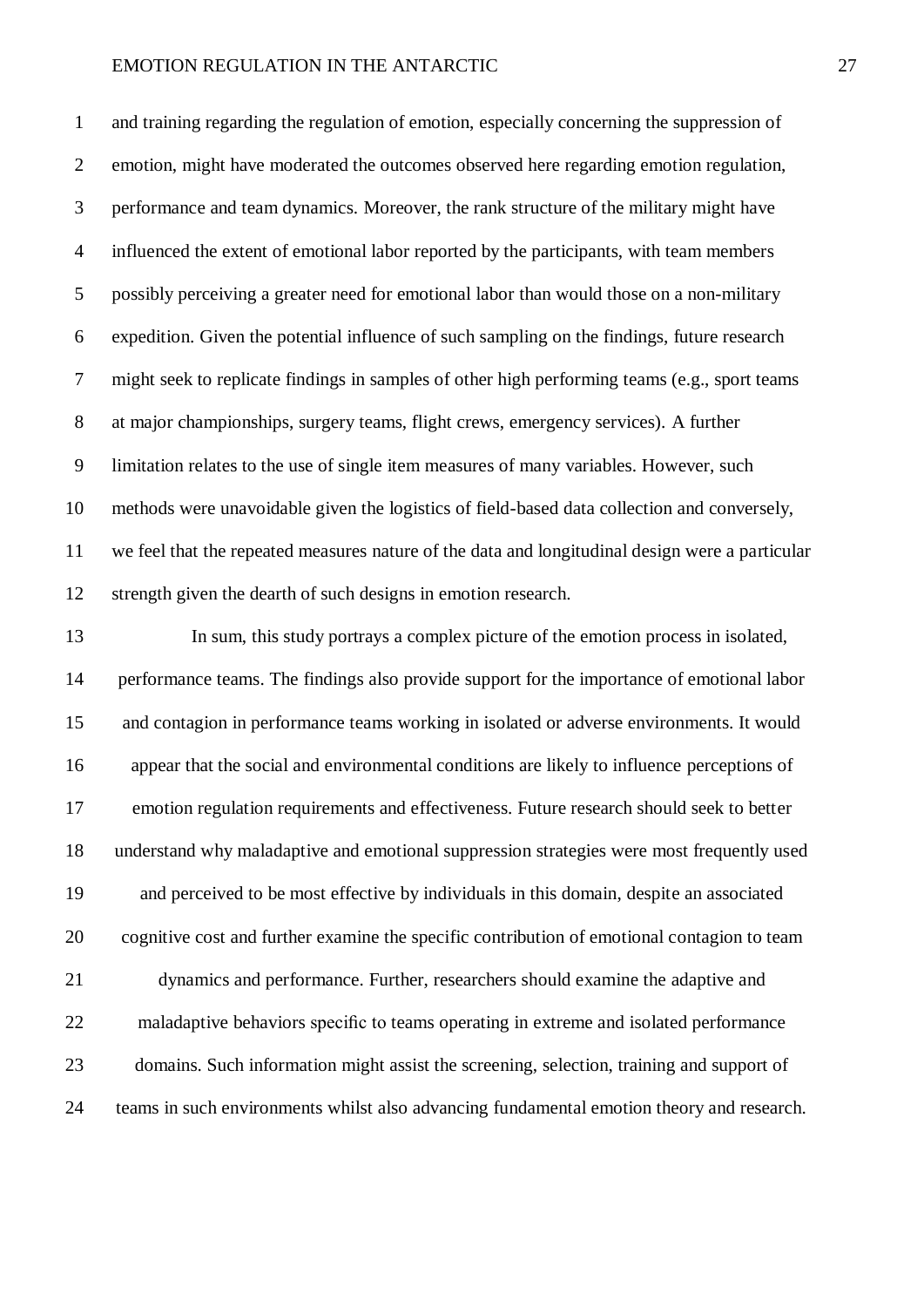and training regarding the regulation of emotion, especially concerning the suppression of emotion, might have moderated the outcomes observed here regarding emotion regulation, performance and team dynamics. Moreover, the rank structure of the military might have influenced the extent of emotional labor reported by the participants, with team members possibly perceiving a greater need for emotional labor than would those on a non-military expedition. Given the potential influence of such sampling on the findings, future research might seek to replicate findings in samples of other high performing teams (e.g., sport teams at major championships, surgery teams, flight crews, emergency services). A further limitation relates to the use of single item measures of many variables. However, such methods were unavoidable given the logistics of field-based data collection and conversely, we feel that the repeated measures nature of the data and longitudinal design were a particular strength given the dearth of such designs in emotion research.

In sum, this study portrays a complex picture of the emotion process in isolated, performance teams. The findings also provide support for the importance of emotional labor and contagion in performance teams working in isolated or adverse environments. It would appear that the social and environmental conditions are likely to influence perceptions of emotion regulation requirements and effectiveness. Future research should seek to better understand why maladaptive and emotional suppression strategies were most frequently used and perceived to be most effective by individuals in this domain, despite an associated cognitive cost and further examine the specific contribution of emotional contagion to team dynamics and performance. Further, researchers should examine the adaptive and maladaptive behaviors specific to teams operating in extreme and isolated performance domains. Such information might assist the screening, selection, training and support of teams in such environments whilst also advancing fundamental emotion theory and research.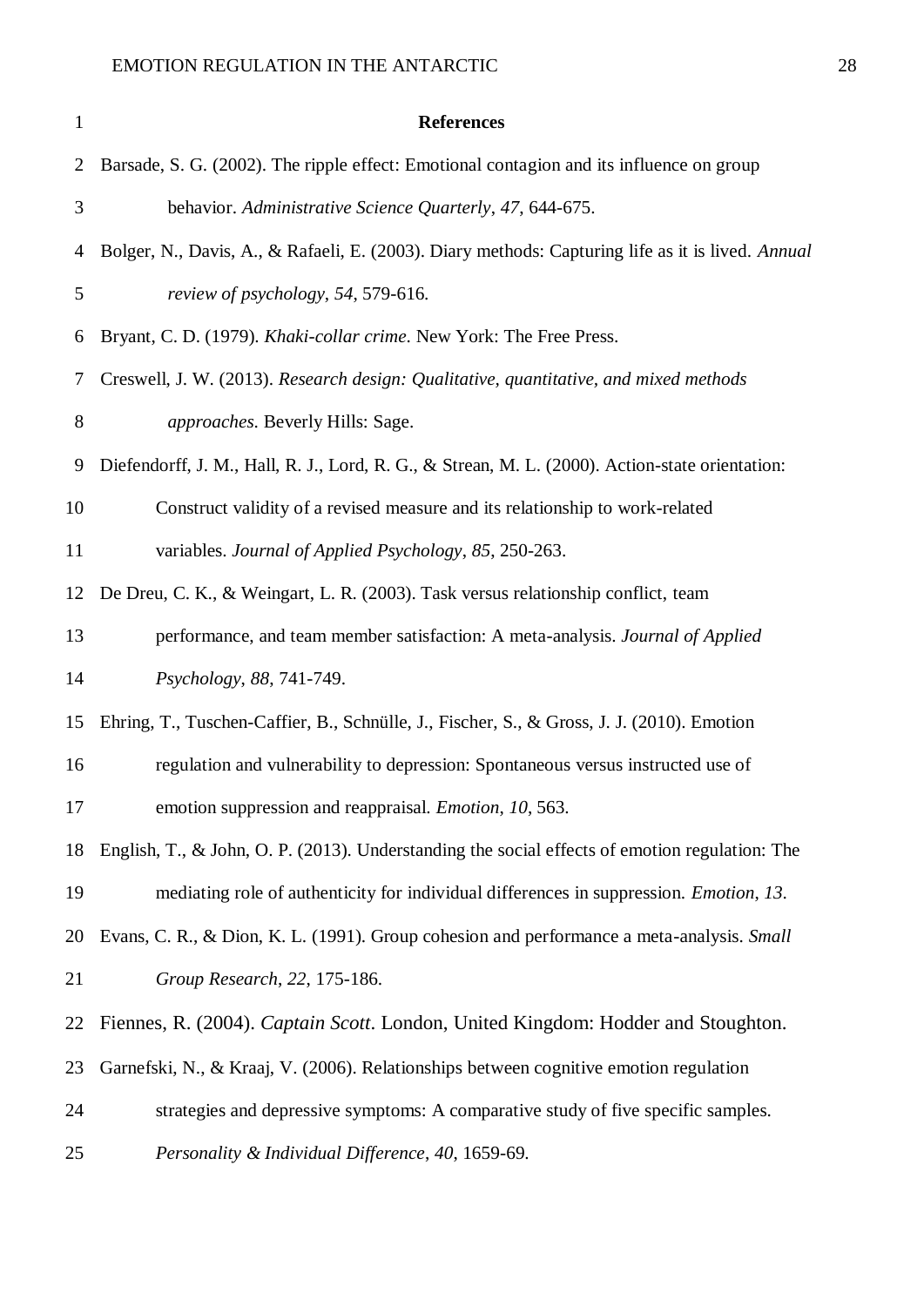## References

Barsade, S. G. (2002). The ripple effect: Emotional contagion and its influence on group behavior. *Administrative Science Quarterly*, *47*, 644-675.

Bolger, N., Davis, A., & Rafaeli, E. (2003). Diary methods: Capturing life as it is lived. *Annual review of psychology*, *54*, 579-616.

Bryant, C. D. (1979). *Khaki-collar crime*. New York: The Free Press.

Creswell, J. W. (2013). *Research design: Qualitative, quantitative, and mixed methods approaches.* Beverly Hills: Sage.

Diefendorff, J. M., Hall, R. J., Lord, R. G., & Strean, M. L. (2000). Action-state orientation: Construct validity of a revised measure and its relationship to work-related variables. *Journal of Applied Psychology*, *85*, 250-263.

De Dreu, C. K., & Weingart, L. R. (2003). Task versus relationship conflict, team performance, and team member satisfaction: A meta-analysis. *Journal of Applied Psychology*, *88*, 741-749.

Ehring, T., Tuschen-Caffier, B., Schnülle, J., Fischer, S., & Gross, J. J. (2010). Emotion regulation and vulnerability to depression: Spontaneous versus instructed use of emotion suppression and reappraisal. *Emotion*, *10*, 563.

English, T., & John, O. P. (2013). Understanding the social effects of emotion regulation: The mediating role of authenticity for individual differences in suppression. *Emotion*, *13*.

Evans, C. R., & Dion, K. L. (1991). Group cohesion and performance a meta-analysis. *Small Group Research*, *22*, 175-186.

Fiennes, R. (2004). *Captain Scott*. London, United Kingdom: Hodder and Stoughton.

Garnefski, N., & Kraaj, V. (2006). Relationships between cognitive emotion regulation strategies and depressive symptoms: A comparative study of five specific samples. *Personality & Individual Difference*, *40*, 1659-69.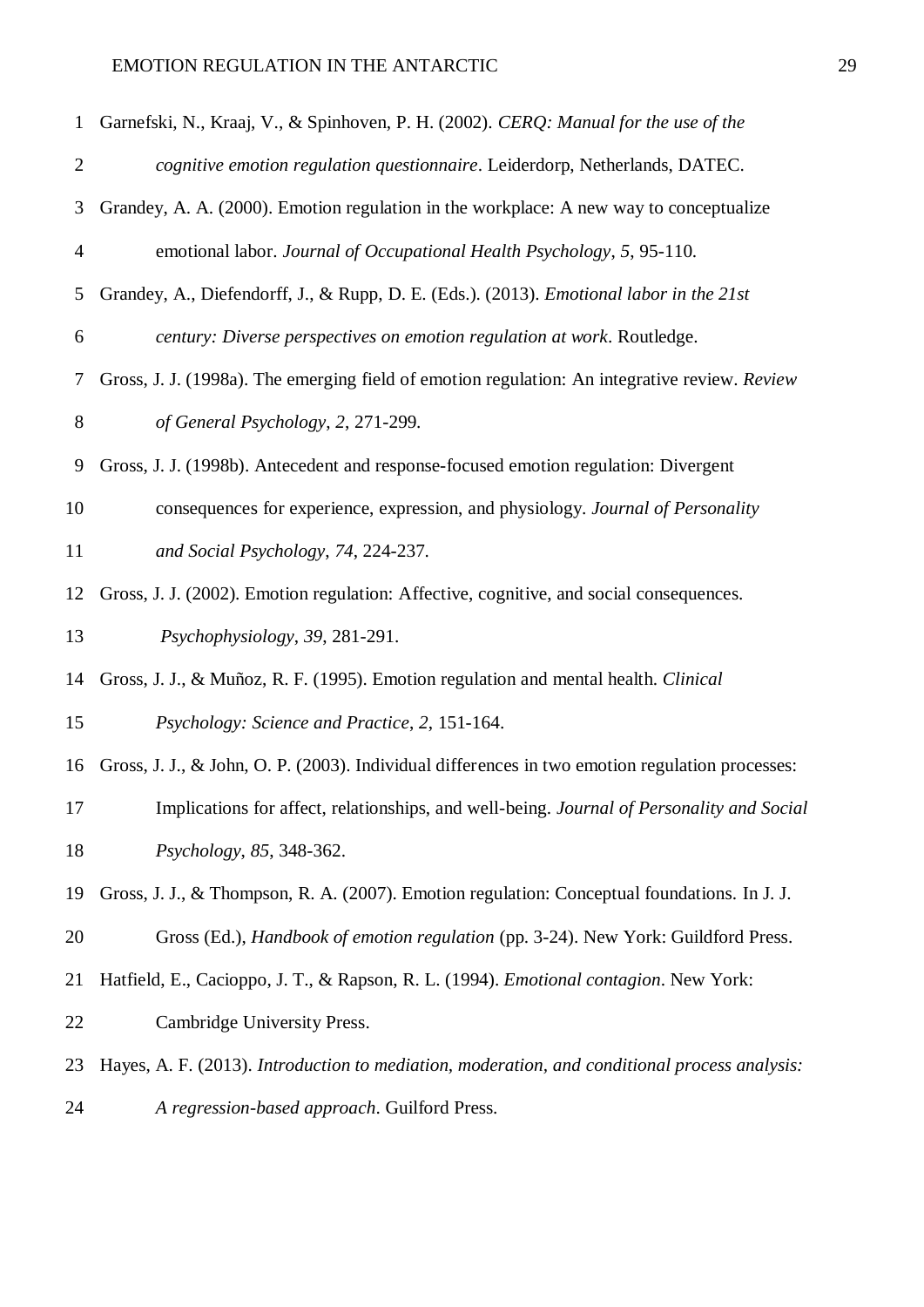Garnefski, N., Kraaj, V., & Spinhoven, P. H. (2002). *CERQ: Manual for the use of the cognitive emotion regulation questionnaire*. Leiderdorp, Netherlands, DATEC.

Grandey, A. A. (2000). Emotion regulation in the workplace: A new way to conceptualize emotional labor. *Journal of Occupational Health Psychology*, *5*, 95-110.

Grandey, A., Diefendorff, J., & Rupp, D. E. (Eds.). (2013). *Emotional labor in the 21st century: Diverse perspectives on emotion regulation at work*. Routledge.

Gross, J. J. (1998a). The emerging field of emotion regulation: An integrative review. *Review of General Psychology*, *2*, 271-299.

Gross, J. J. (1998b). Antecedent and response-focused emotion regulation: Divergent consequences for experience, expression, and physiology. *Journal of Personality and Social Psychology*, *74*, 224-237.

Gross, J. J. (2002). Emotion regulation: Affective, cognitive, and social consequences. *Psychophysiology*, *39*, 281-291.

Gross, J. J., & Muñoz, R. F. (1995). Emotion regulation and mental health. *Clinical Psychology: Science and Practice*, *2*, 151-164.

Gross, J. J., & John, O. P. (2003). Individual differences in two emotion regulation processes: Implications for affect, relationships, and well-being. *Journal of Personality and Social Psychology*, *85*, 348-362.

Gross, J. J., & Thompson, R. A. (2007). Emotion regulation: Conceptual foundations. In J. J. Gross (Ed.), *Handbook of emotion regulation* (pp. 3-24). New York: Guildford Press.

Hatfield, E., Cacioppo, J. T., & Rapson, R. L. (1994). *Emotional contagion*. New York: Cambridge University Press.

Hayes, A. F. (2013). *Introduction to mediation, moderation, and conditional process analysis: A regression-based approach*. Guilford Press.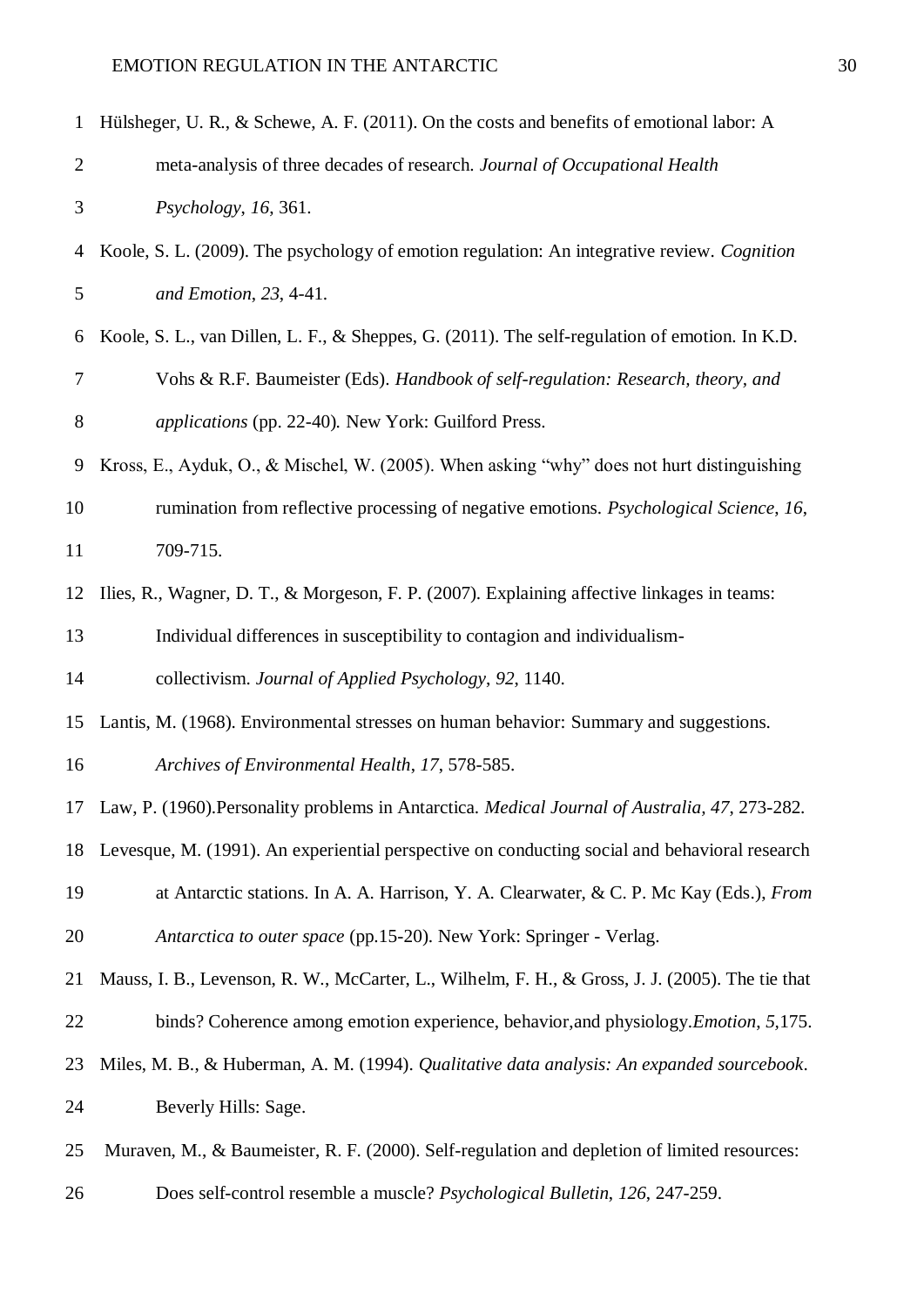Hülsheger, U. R., & Schewe, A. F. (2011). On the costs and benefits of emotional labor: A meta-analysis of three decades of research. *Journal of Occupational Health Psychology*, *16*, 361.

Koole, S. L. (2009). The psychology of emotion regulation: An integrative review. *Cognition and Emotion*, *23*, 4-41.

Koole, S. L., van Dillen, L. F., & Sheppes, G. (2011). The self-regulation of emotion. In K.D. Vohs & R.F. Baumeister (Eds). *Handbook of self-regulation: Research, theory, and applications* (pp. 22-40). New York: Guilford Press.

Kross, E., Ayduk, O., & Mischel, W. (2005). When asking "why" does not hurt distinguishing rumination from reflective processing of negative emotions. *Psychological Science*, *16*, 709-715.

Ilies, R., Wagner, D. T., & Morgeson, F. P. (2007). Explaining affective linkages in teams: Individual differences in susceptibility to contagion and individualism-collectivism. *Journal of Applied Psychology*, *92*, 1140.

Lantis, M. (1968). Environmental stresses on human behavior: Summary and suggestions. *Archives of Environmental Health*, *17*, 578-585.

Law, P. (1960).Personality problems in Antarctica. *Medical Journal of Australia, 47*, 273-282.

Levesque, M. (1991). An experiential perspective on conducting social and behavioral research at Antarctic stations. In A. A. Harrison, Y. A. Clearwater, & C. P. Mc Kay (Eds.), *From Antarctica to outer space* (pp.15-20). New York: Springer - Verlag.

Mauss, I. B., Levenson, R. W., McCarter, L., Wilhelm, F. H., & Gross, J. J. (2005). The tie that binds? Coherence among emotion experience, behavior,and physiology.*Emotion*, *5*,175.

Miles, M. B., & Huberman, A. M. (1994). *Qualitative data analysis: An expanded sourcebook*. Beverly Hills: Sage.

Muraven, M., & Baumeister, R. F. (2000). Self-regulation and depletion of limited resources: Does self-control resemble a muscle? *Psychological Bulletin*, *126*, 247-259.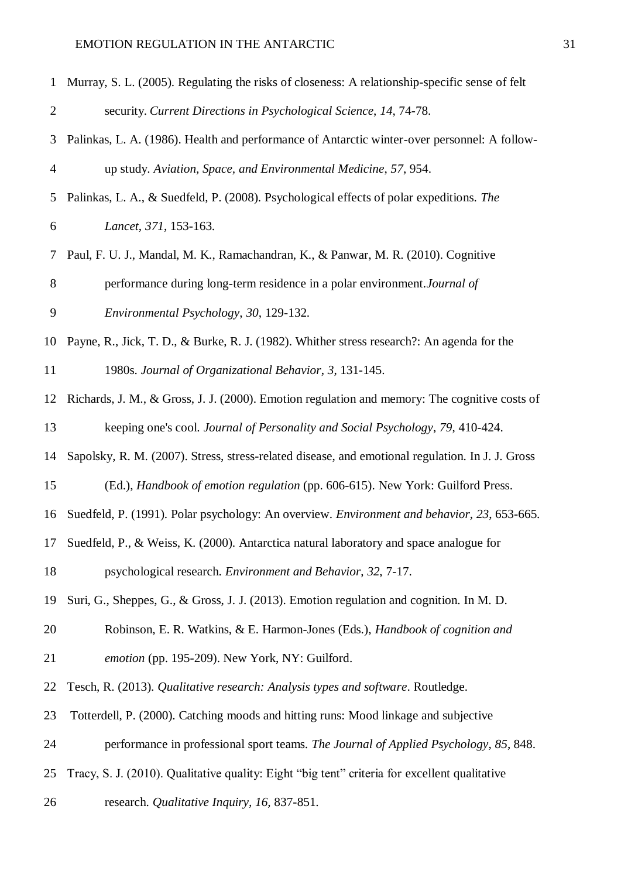Murray, S. L. (2005). Regulating the risks of closeness: A relationship-specific sense of felt security. *Current Directions in Psychological Science*, *14*, 74-78.

Palinkas, L. A. (1986). Health and performance of Antarctic winter-over personnel: A follow-up study. *Aviation, Space, and Environmental Medicine*, *57*, 954.

Palinkas, L. A., & Suedfeld, P. (2008). Psychological effects of polar expeditions. *The Lancet*, *371*, 153-163.

Paul, F. U. J., Mandal, M. K., Ramachandran, K., & Panwar, M. R. (2010). Cognitive performance during long-term residence in a polar environment.*Journal of Environmental Psychology*, *30*, 129-132.

Payne, R., Jick, T. D., & Burke, R. J. (1982). Whither stress research?: An agenda for the 1980s. *Journal of Organizational Behavior*, *3*, 131-145.

Richards, J. M., & Gross, J. J. (2000). Emotion regulation and memory: The cognitive costs of keeping one's cool. *Journal of Personality and Social Psychology*, *79*, 410-424.

Sapolsky, R. M. (2007). Stress, stress-related disease, and emotional regulation. In J. J. Gross (Ed.), *Handbook of emotion regulation* (pp. 606-615). New York: Guilford Press.

Suedfeld, P. (1991). Polar psychology: An overview. *Environment and behavior*, *23*, 653-665.

Suedfeld, P., & Weiss, K. (2000). Antarctica natural laboratory and space analogue for psychological research. *Environment and Behavior, 32*, 7-17.

Suri, G., Sheppes, G., & Gross, J. J. (2013). Emotion regulation and cognition. In M. D. Robinson, E. R. Watkins, & E. Harmon-Jones (Eds.), *Handbook of cognition and emotion* (pp. 195-209). New York, NY: Guilford.

Tesch, R. (2013). *Qualitative research: Analysis types and software*. Routledge.

Totterdell, P. (2000). Catching moods and hitting runs: Mood linkage and subjective performance in professional sport teams. *The Journal of Applied Psychology*, *85*, 848.

Tracy, S. J. (2010). Qualitative quality: Eight "big tent" criteria for excellent qualitative research. *Qualitative Inquiry, 16,* 837-851.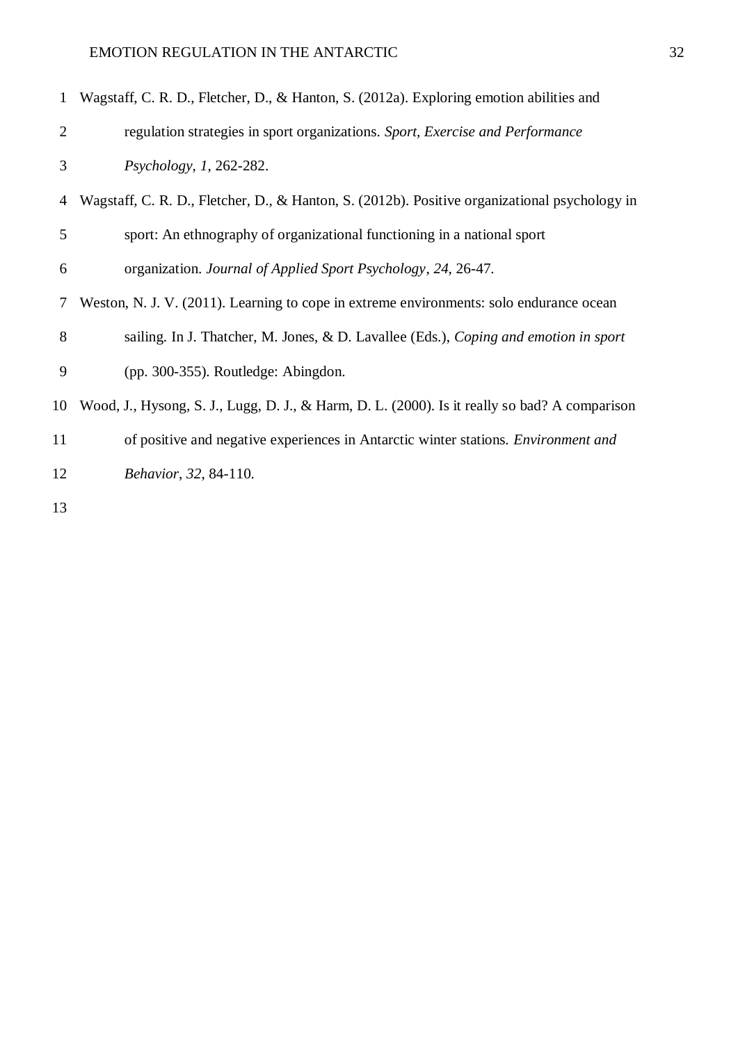Wagstaff, C. R. D., Fletcher, D., & Hanton, S. (2012a). Exploring emotion abilities and regulation strategies in sport organizations. *Sport, Exercise and Performance Psychology*, *1*, 262-282.

Wagstaff, C. R. D., Fletcher, D., & Hanton, S. (2012b). Positive organizational psychology in sport: An ethnography of organizational functioning in a national sport organization. *Journal of Applied Sport Psychology*, *24*, 26-47.

Weston, N. J. V. (2011). Learning to cope in extreme environments: solo endurance ocean sailing. In J. Thatcher, M. Jones, & D. Lavallee (Eds.), *Coping and emotion in sport* (pp. 300-355). Routledge: Abingdon.

Wood, J., Hysong, S. J., Lugg, D. J., & Harm, D. L. (2000). Is it really so bad? A comparison of positive and negative experiences in Antarctic winter stations. *Environment and Behavior*, *32*, 84-110.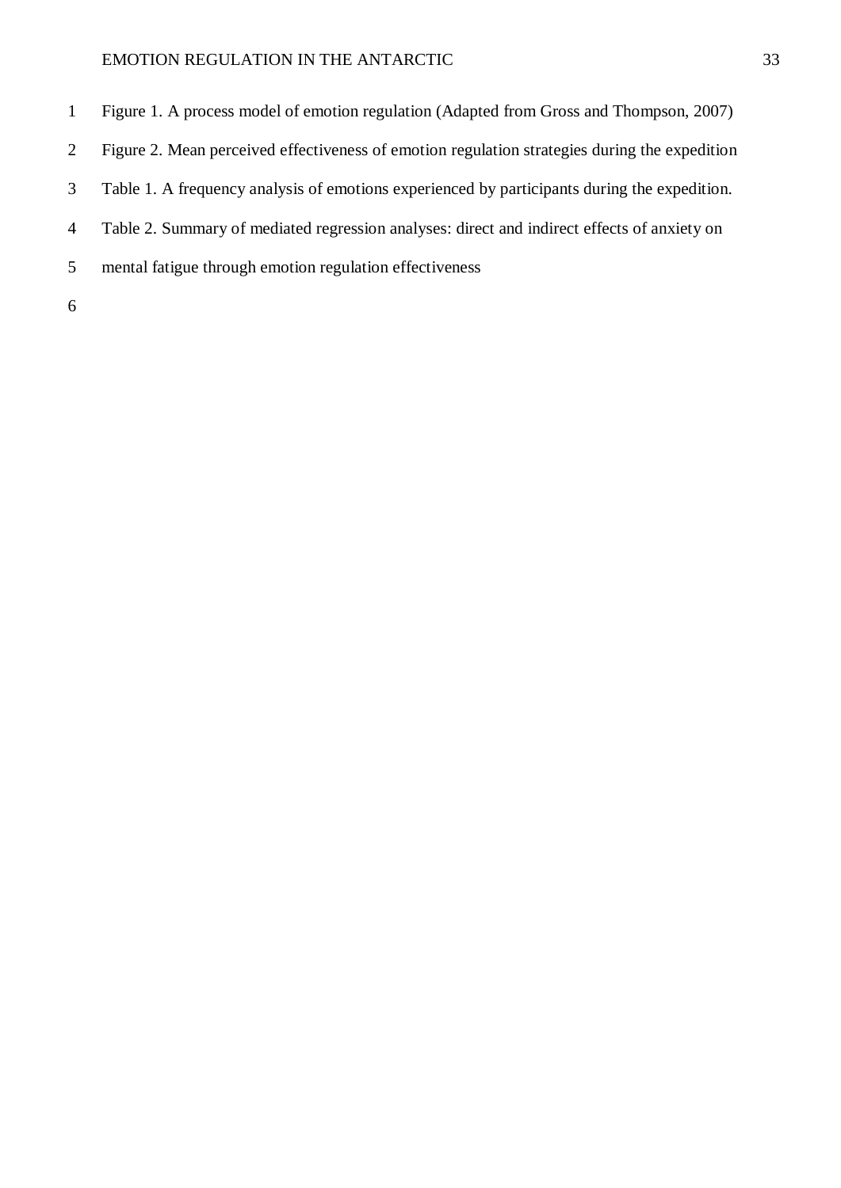Figure 1. A process model of emotion regulation (Adapted from Gross and Thompson, 2007)

Figure 2. Mean perceived effectiveness of emotion regulation strategies during the expedition

Table 1. A frequency analysis of emotions experienced by participants during the expedition.

Table 2. Summary of mediated regression analyses: direct and indirect effects of anxiety on mental fatigue through emotion regulation effectiveness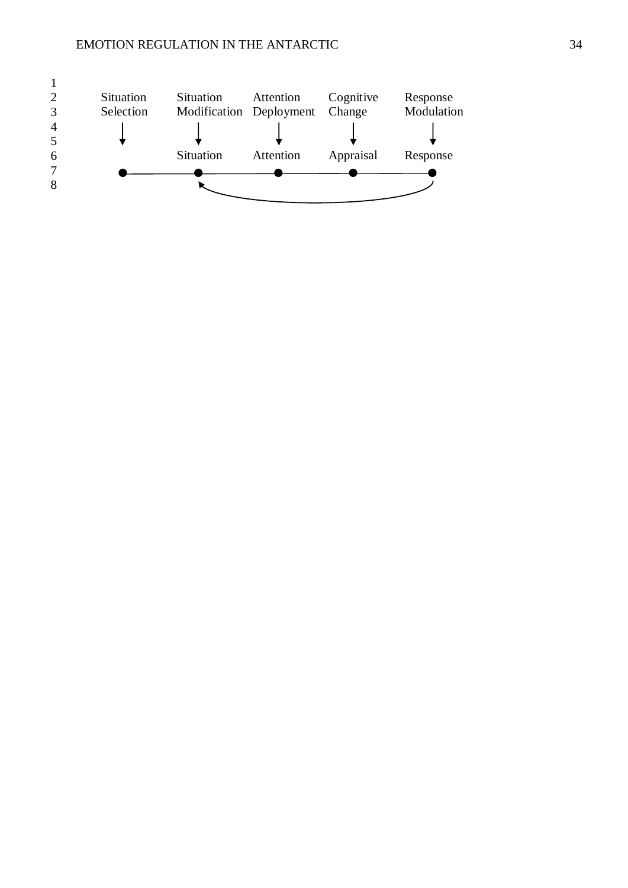Situation Selection | Situation Modification | Attention Deployment | Cognitive Change | Response Modulation

Situation | Attention | Appraisal | Response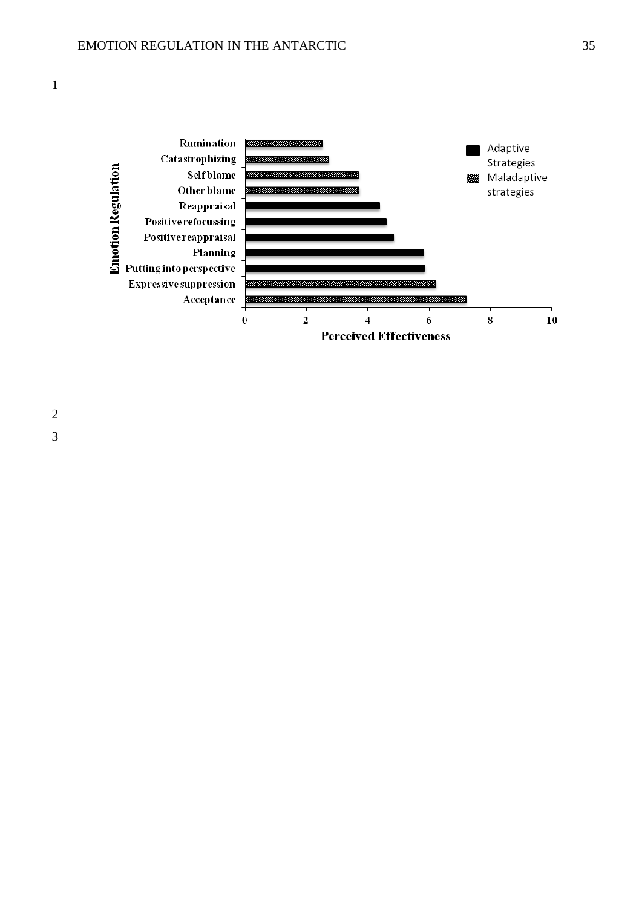Emotion Regulation

Rumination

Catastrophizing

Self blame

Other blame

Reappraisal

Positive refocussing

Positive reappraisal

Planning

Putting into perspective

Expressive suppression

Acceptance

0 2 4 6 8 10

Perceived Effectiveness

Adaptive Strategies

Maladaptive strategies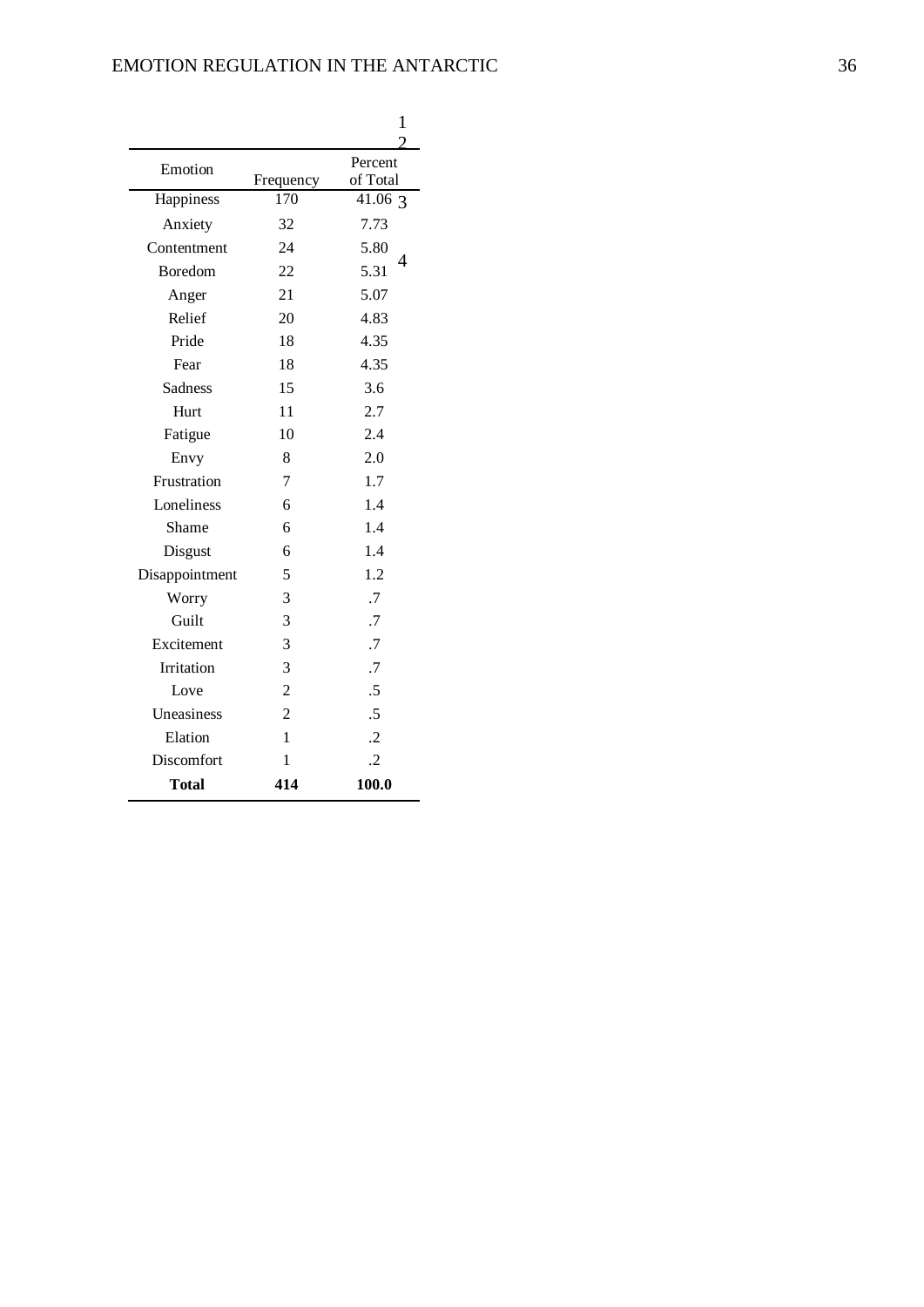| Emotion | Frequency | Percent of Total |
|---|---|---|
| Happiness | 170 | 41.06 |
| Anxiety | 32 | 7.73 |
| Contentment | 24 | 5.80 |
| Boredom | 22 | 5.31 |
| Anger | 21 | 5.07 |
| Relief | 20 | 4.83 |
| Pride | 18 | 4.35 |
| Fear | 18 | 4.35 |
| Sadness | 15 | 3.6 |
| Hurt | 11 | 2.7 |
| Fatigue | 10 | 2.4 |
| Envy | 8 | 2.0 |
| Frustration | 7 | 1.7 |
| Loneliness | 6 | 1.4 |
| Shame | 6 | 1.4 |
| Disgust | 6 | 1.4 |
| Disappointment | 5 | 1.2 |
| Worry | 3 | .7 |
| Guilt | 3 | .7 |
| Excitement | 3 | .7 |
| Irritation | 3 | .7 |
| Love | 2 | .5 |
| Uneasiness | 2 | .5 |
| Elation | 1 | .2 |
| Discomfort | 1 | .2 |
| **Total** | **414** | **100.0** |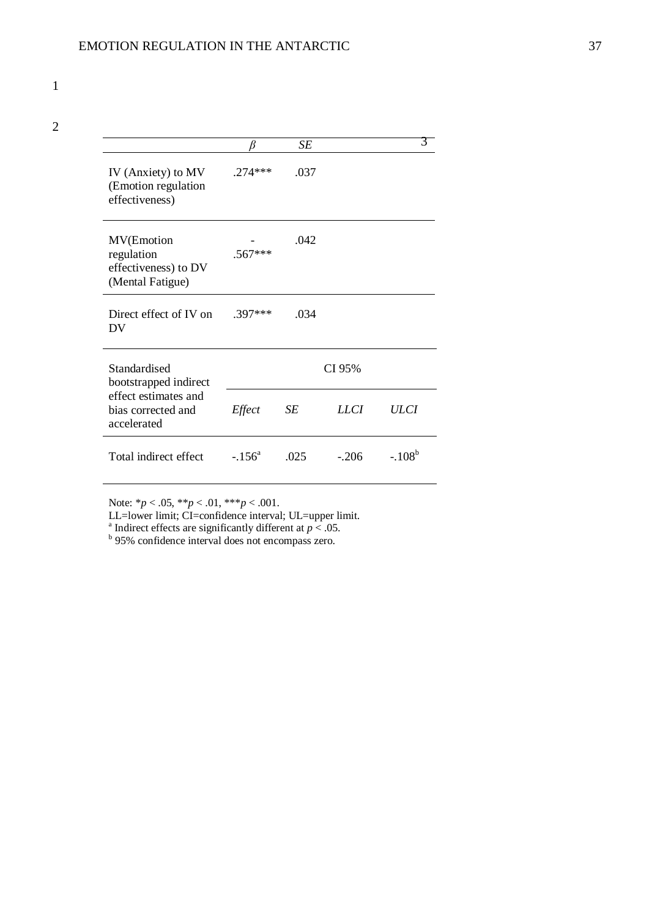| | β | SE | | |
|---|---|---|---|---|
| IV (Anxiety) to MV (Emotion regulation effectiveness) | .274*** | .037 | | |
| MV(Emotion regulation effectiveness) to DV (Mental Fatigue) | -.567*** | .042 | | |
| Direct effect of IV on DV | .397*** | .034 | | |
| Standardised bootstrapped indirect effect estimates and bias corrected and accelerated | | | CI 95% | |
| | *Effect* | *SE* | *LLCI* | *ULCI* |
| Total indirect effect | -.156[a] | .025 | -.206 | -.108[b] |

Note: \*$p$ < .05, \*\*$p$ < .01, \*\*\*$p$ < .001.
LL=lower limit; CI=confidence interval; UL=upper limit.
[a] Indirect effects are significantly different at $p$ < .05.
[b] 95% confidence interval does not encompass zero.